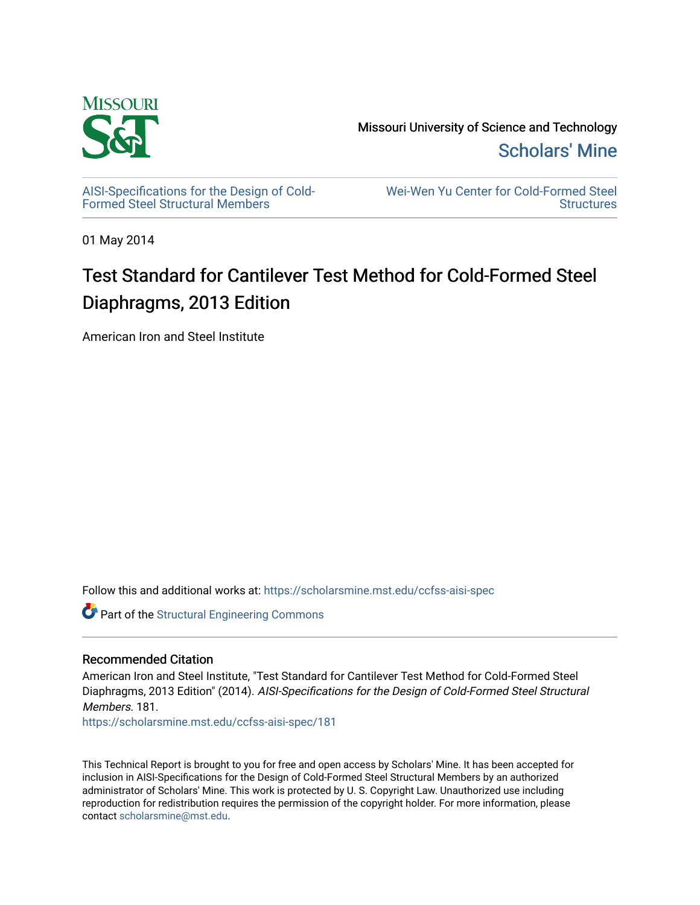Missouri University of Science and Technology

Scholars' Mine

AISI-Specifications for the Design of Cold-Formed Steel Structural Members

Wei-Wen Yu Center for Cold-Formed Steel Structures

01 May 2014

# Test Standard for Cantilever Test Method for Cold-Formed Steel Diaphragms, 2013 Edition

American Iron and Steel Institute

Follow this and additional works at: https://scholarsmine.mst.edu/ccfss-aisi-spec

Part of the Structural Engineering Commons

## Recommended Citation

American Iron and Steel Institute, "Test Standard for Cantilever Test Method for Cold-Formed Steel Diaphragms, 2013 Edition" (2014). *AISI-Specifications for the Design of Cold-Formed Steel Structural Members*. 181.

https://scholarsmine.mst.edu/ccfss-aisi-spec/181

This Technical Report is brought to you for free and open access by Scholars' Mine. It has been accepted for inclusion in AISI-Specifications for the Design of Cold-Formed Steel Structural Members by an authorized administrator of Scholars' Mine. This work is protected by U. S. Copyright Law. Unauthorized use including reproduction for redistribution requires the permission of the copyright holder. For more information, please contact scholarsmine@mst.edu.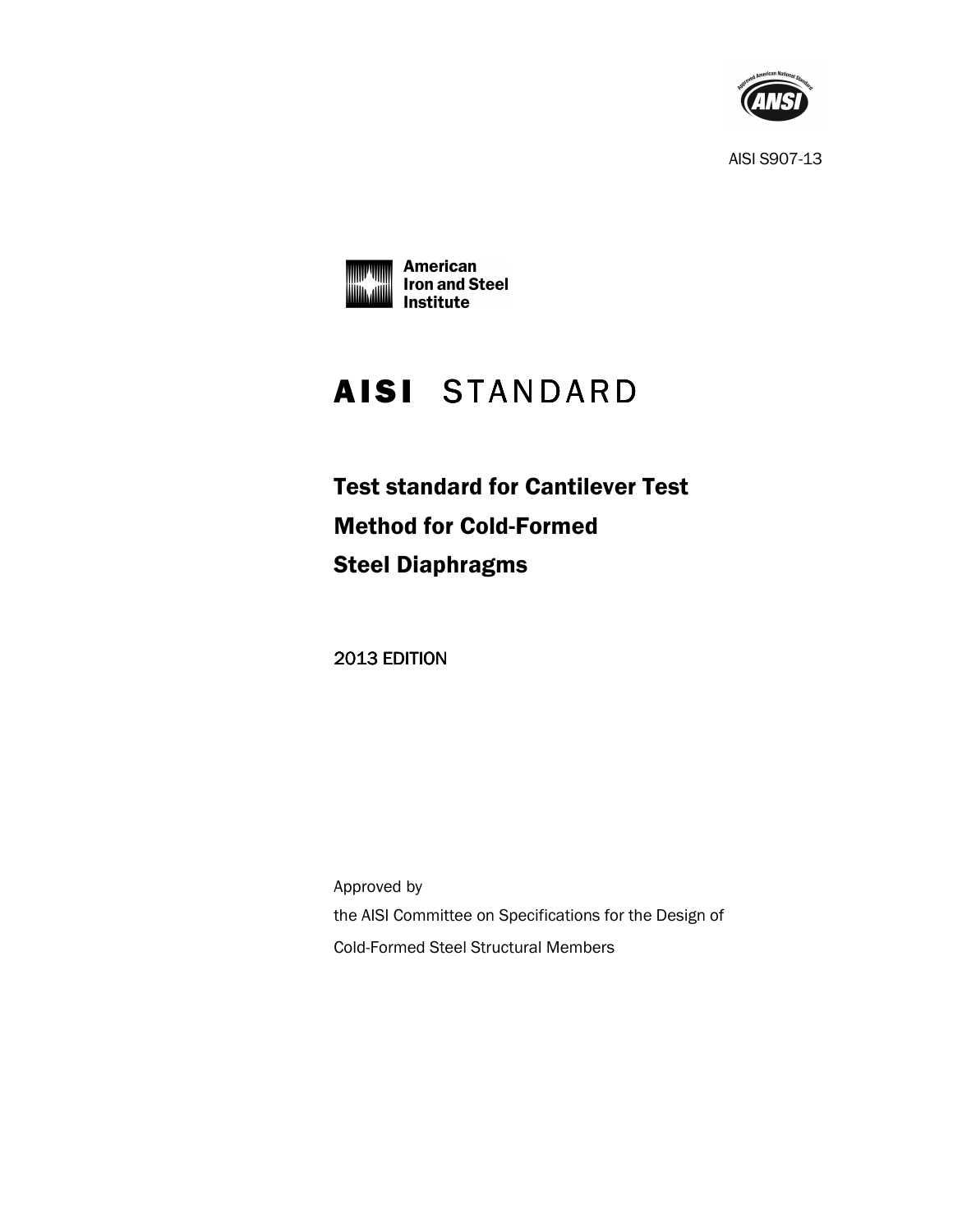AISI S907-13

# AISI STANDARD

## Test standard for Cantilever Test Method for Cold-Formed Steel Diaphragms

2013 EDITION

Approved by

the AISI Committee on Specifications for the Design of

Cold-Formed Steel Structural Members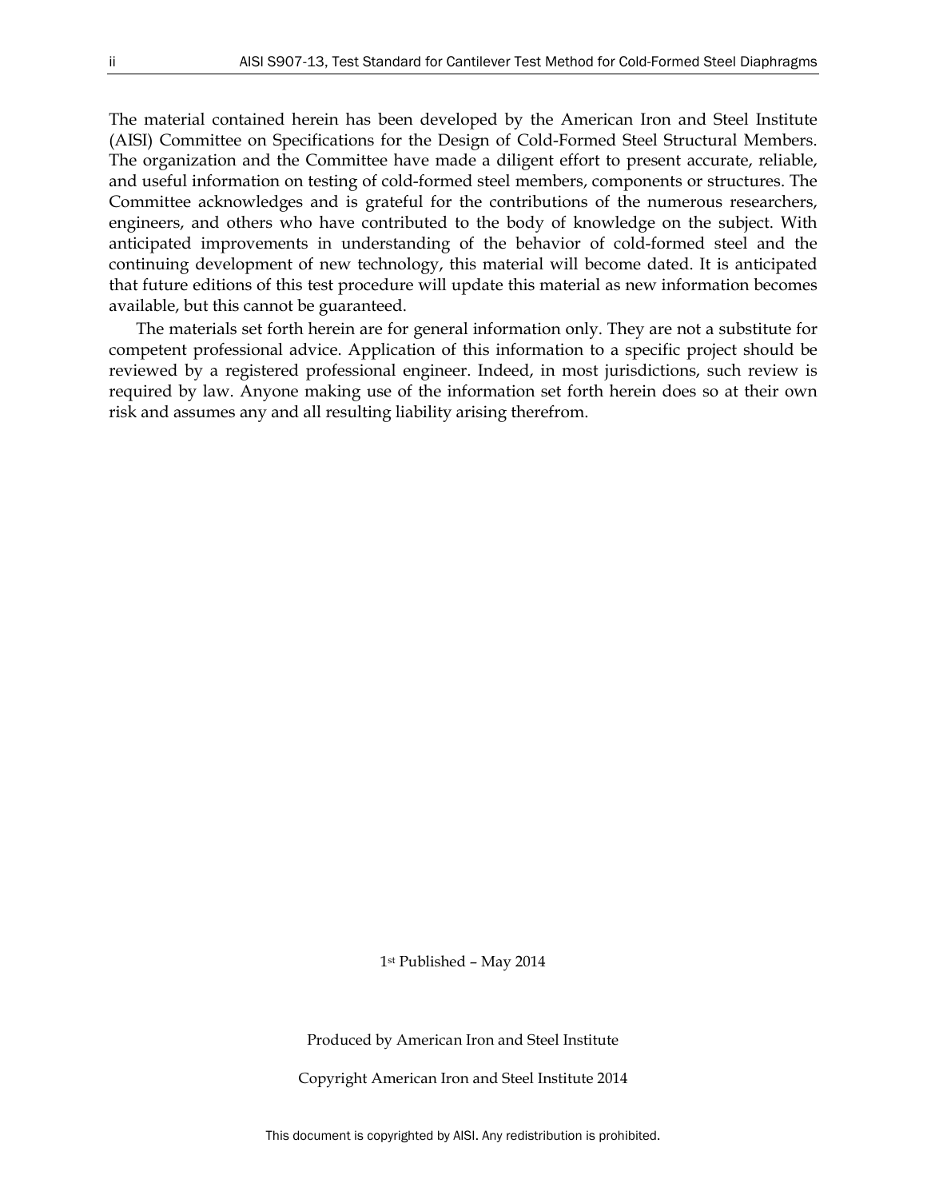The material contained herein has been developed by the American Iron and Steel Institute (AISI) Committee on Specifications for the Design of Cold-Formed Steel Structural Members. The organization and the Committee have made a diligent effort to present accurate, reliable, and useful information on testing of cold-formed steel members, components or structures. The Committee acknowledges and is grateful for the contributions of the numerous researchers, engineers, and others who have contributed to the body of knowledge on the subject. With anticipated improvements in understanding of the behavior of cold-formed steel and the continuing development of new technology, this material will become dated. It is anticipated that future editions of this test procedure will update this material as new information becomes available, but this cannot be guaranteed.

The materials set forth herein are for general information only. They are not a substitute for competent professional advice. Application of this information to a specific project should be reviewed by a registered professional engineer. Indeed, in most jurisdictions, such review is required by law. Anyone making use of the information set forth herein does so at their own risk and assumes any and all resulting liability arising therefrom.

1st Published – May 2014

Produced by American Iron and Steel Institute

Copyright American Iron and Steel Institute 2014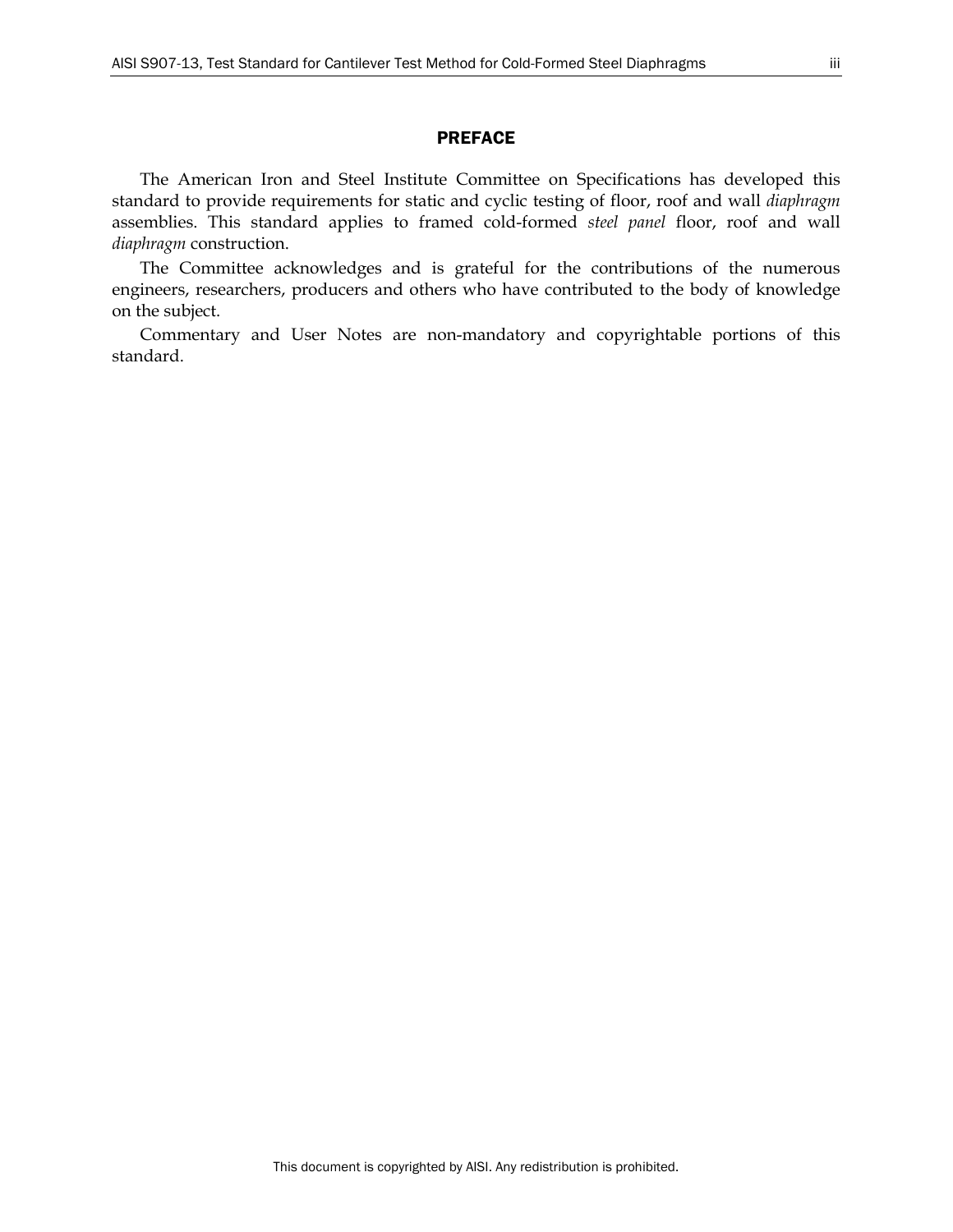## PREFACE

The American Iron and Steel Institute Committee on Specifications has developed this standard to provide requirements for static and cyclic testing of floor, roof and wall *diaphragm* assemblies. This standard applies to framed cold-formed *steel panel* floor, roof and wall *diaphragm* construction.

The Committee acknowledges and is grateful for the contributions of the numerous engineers, researchers, producers and others who have contributed to the body of knowledge on the subject.

Commentary and User Notes are non-mandatory and copyrightable portions of this standard.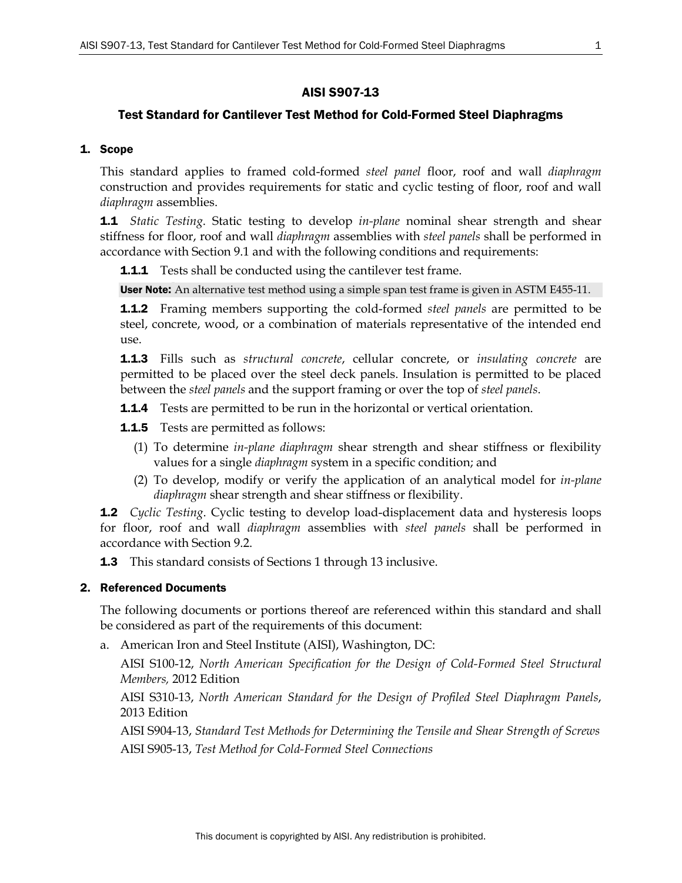# AISI S907-13

## Test Standard for Cantilever Test Method for Cold-Formed Steel Diaphragms

### 1. Scope

This standard applies to framed cold-formed *steel panel* floor, roof and wall *diaphragm* construction and provides requirements for static and cyclic testing of floor, roof and wall *diaphragm* assemblies.

**1.1** *Static Testing*. Static testing to develop *in-plane* nominal shear strength and shear stiffness for floor, roof and wall *diaphragm* assemblies with *steel panels* shall be performed in accordance with Section 9.1 and with the following conditions and requirements:

**1.1.1** Tests shall be conducted using the cantilever test frame.

**User Note:** An alternative test method using a simple span test frame is given in ASTM E455-11.

**1.1.2** Framing members supporting the cold-formed *steel panels* are permitted to be steel, concrete, wood, or a combination of materials representative of the intended end use.

**1.1.3** Fills such as *structural concrete*, cellular concrete, or *insulating concrete* are permitted to be placed over the steel deck panels. Insulation is permitted to be placed between the *steel panels* and the support framing or over the top of *steel panels*.

**1.1.4** Tests are permitted to be run in the horizontal or vertical orientation.

**1.1.5** Tests are permitted as follows:

(1) To determine *in-plane diaphragm* shear strength and shear stiffness or flexibility values for a single *diaphragm* system in a specific condition; and

(2) To develop, modify or verify the application of an analytical model for *in-plane diaphragm* shear strength and shear stiffness or flexibility.

**1.2** *Cyclic Testing*. Cyclic testing to develop load-displacement data and hysteresis loops for floor, roof and wall *diaphragm* assemblies with *steel panels* shall be performed in accordance with Section 9.2.

**1.3** This standard consists of Sections 1 through 13 inclusive.

### 2. Referenced Documents

The following documents or portions thereof are referenced within this standard and shall be considered as part of the requirements of this document:

a. American Iron and Steel Institute (AISI), Washington, DC:

AISI S100-12, *North American Specification for the Design of Cold-Formed Steel Structural Members,* 2012 Edition

AISI S310-13, *North American Standard for the Design of Profiled Steel Diaphragm Panels*, 2013 Edition

AISI S904-13, *Standard Test Methods for Determining the Tensile and Shear Strength of Screws*

AISI S905-13, *Test Method for Cold-Formed Steel Connections*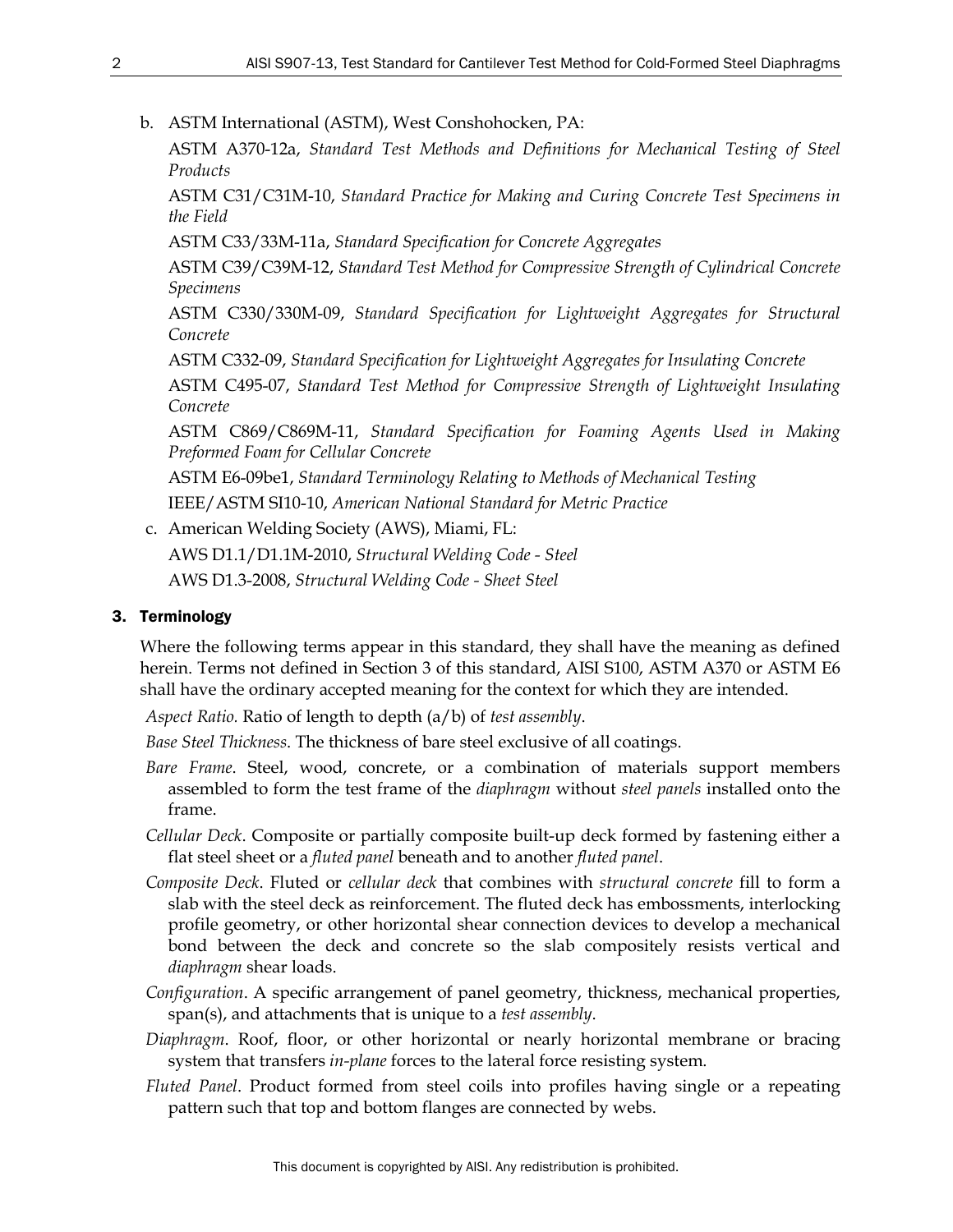b. ASTM International (ASTM), West Conshohocken, PA:

ASTM A370-12a, *Standard Test Methods and Definitions for Mechanical Testing of Steel Products*

ASTM C31/C31M-10, *Standard Practice for Making and Curing Concrete Test Specimens in the Field*

ASTM C33/33M-11a, *Standard Specification for Concrete Aggregates*

ASTM C39/C39M-12, *Standard Test Method for Compressive Strength of Cylindrical Concrete Specimens*

ASTM C330/330M-09, *Standard Specification for Lightweight Aggregates for Structural Concrete*

ASTM C332-09, *Standard Specification for Lightweight Aggregates for Insulating Concrete*

ASTM C495-07, *Standard Test Method for Compressive Strength of Lightweight Insulating Concrete*

ASTM C869/C869M-11, *Standard Specification for Foaming Agents Used in Making Preformed Foam for Cellular Concrete*

ASTM E6-09be1, *Standard Terminology Relating to Methods of Mechanical Testing*

IEEE/ASTM SI10-10, *American National Standard for Metric Practice*

c. American Welding Society (AWS), Miami, FL:

AWS D1.1/D1.1M-2010, *Structural Welding Code - Steel*

AWS D1.3-2008, *Structural Welding Code - Sheet Steel*

## 3. Terminology

Where the following terms appear in this standard, they shall have the meaning as defined herein. Terms not defined in Section 3 of this standard, AISI S100, ASTM A370 or ASTM E6 shall have the ordinary accepted meaning for the context for which they are intended.

*Aspect Ratio.* Ratio of length to depth (a/b) of *test assembly*.

*Base Steel Thickness*. The thickness of bare steel exclusive of all coatings.

*Bare Frame*. Steel, wood, concrete, or a combination of materials support members assembled to form the test frame of the *diaphragm* without *steel panels* installed onto the frame.

*Cellular Deck*. Composite or partially composite built-up deck formed by fastening either a flat steel sheet or a *fluted panel* beneath and to another *fluted panel*.

*Composite Deck*. Fluted or *cellular deck* that combines with *structural concrete* fill to form a slab with the steel deck as reinforcement. The fluted deck has embossments, interlocking profile geometry, or other horizontal shear connection devices to develop a mechanical bond between the deck and concrete so the slab compositely resists vertical and *diaphragm* shear loads.

*Configuration*. A specific arrangement of panel geometry, thickness, mechanical properties, span(s), and attachments that is unique to a *test assembly*.

*Diaphragm*. Roof, floor, or other horizontal or nearly horizontal membrane or bracing system that transfers *in-plane* forces to the lateral force resisting system.

*Fluted Panel*. Product formed from steel coils into profiles having single or a repeating pattern such that top and bottom flanges are connected by webs.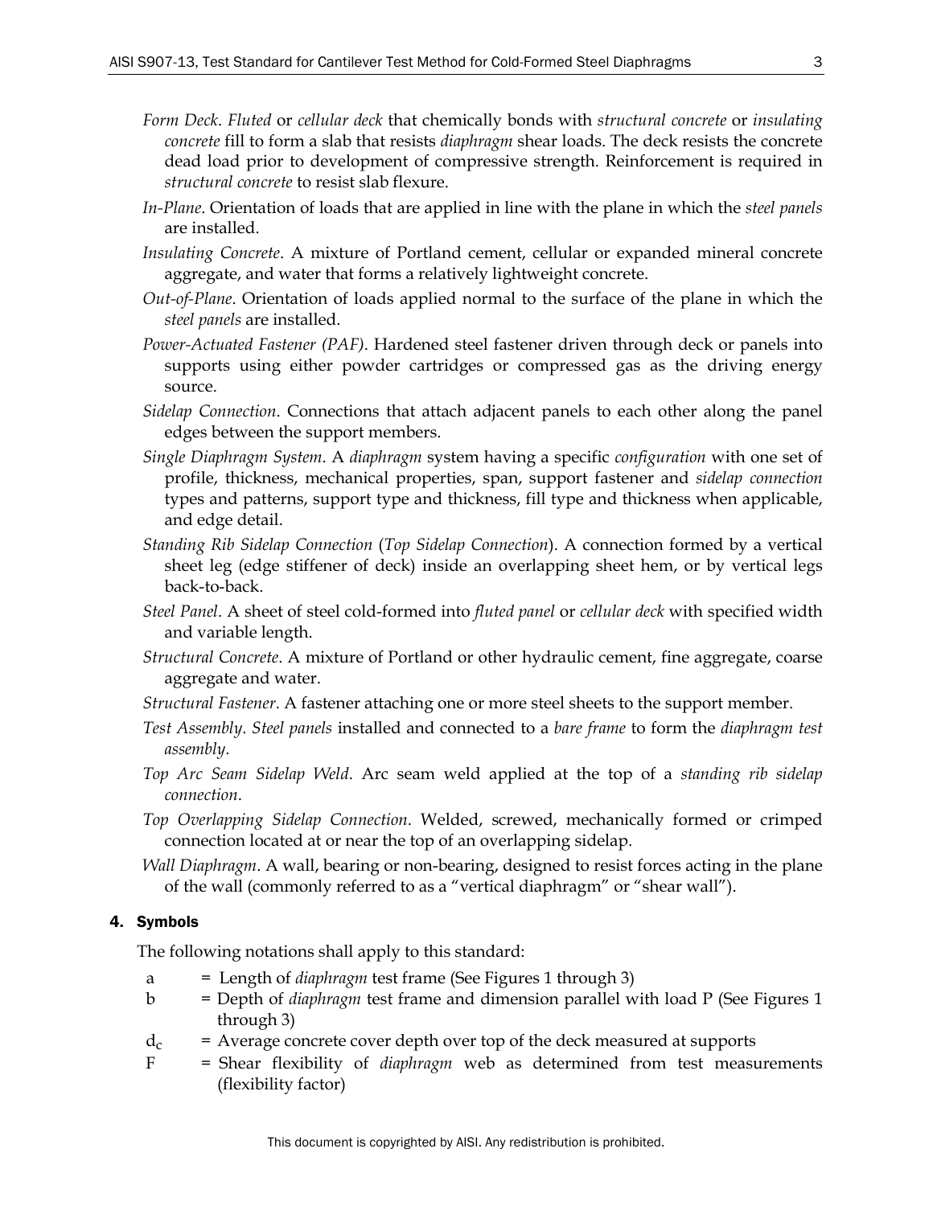*Form Deck*. *Fluted* or *cellular deck* that chemically bonds with *structural concrete* or *insulating concrete* fill to form a slab that resists *diaphragm* shear loads. The deck resists the concrete dead load prior to development of compressive strength. Reinforcement is required in *structural concrete* to resist slab flexure.

*In-Plane*. Orientation of loads that are applied in line with the plane in which the *steel panels* are installed.

*Insulating Concrete*. A mixture of Portland cement, cellular or expanded mineral concrete aggregate, and water that forms a relatively lightweight concrete.

*Out-of-Plane*. Orientation of loads applied normal to the surface of the plane in which the *steel panels* are installed.

*Power-Actuated Fastener (PAF)*. Hardened steel fastener driven through deck or panels into supports using either powder cartridges or compressed gas as the driving energy source.

*Sidelap Connection*. Connections that attach adjacent panels to each other along the panel edges between the support members.

*Single Diaphragm System*. A *diaphragm* system having a specific *configuration* with one set of profile, thickness, mechanical properties, span, support fastener and *sidelap connection* types and patterns, support type and thickness, fill type and thickness when applicable, and edge detail.

*Standing Rib Sidelap Connection* (*Top Sidelap Connection*). A connection formed by a vertical sheet leg (edge stiffener of deck) inside an overlapping sheet hem, or by vertical legs back-to-back.

*Steel Panel*. A sheet of steel cold-formed into *fluted panel* or *cellular deck* with specified width and variable length.

*Structural Concrete*. A mixture of Portland or other hydraulic cement, fine aggregate, coarse aggregate and water.

*Structural Fastener*. A fastener attaching one or more steel sheets to the support member.

*Test Assembly*. *Steel panels* installed and connected to a *bare frame* to form the *diaphragm test assembly*.

*Top Arc Seam Sidelap Weld*. Arc seam weld applied at the top of a *standing rib sidelap connection*.

*Top Overlapping Sidelap Connection*. Welded, screwed, mechanically formed or crimped connection located at or near the top of an overlapping sidelap.

*Wall Diaphragm*. A wall, bearing or non-bearing, designed to resist forces acting in the plane of the wall (commonly referred to as a "vertical diaphragm" or "shear wall").

## 4. Symbols

The following notations shall apply to this standard:

- $a$ = Length of *diaphragm* test frame (See Figures 1 through 3)
- $b$ = Depth of *diaphragm* test frame and dimension parallel with load P (See Figures 1 through 3)
- $d_c$ = Average concrete cover depth over top of the deck measured at supports
- $F$ = Shear flexibility of *diaphragm* web as determined from test measurements (flexibility factor)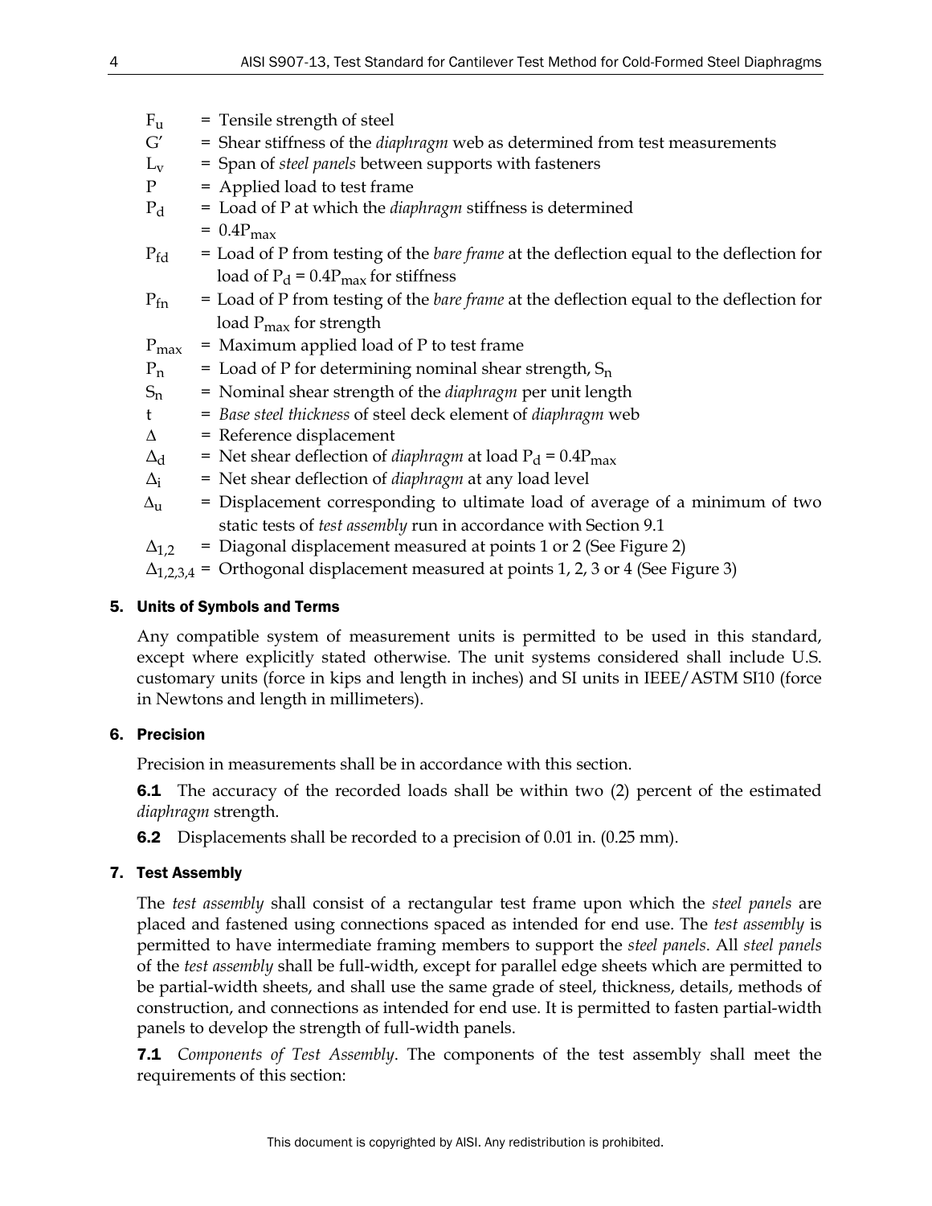$F_u$ = Tensile strength of steel

$G'$ = Shear stiffness of the *diaphragm* web as determined from test measurements

$L_v$ = Span of *steel panels* between supports with fasteners

$P$ = Applied load to test frame

$P_d$ = Load of P at which the *diaphragm* stiffness is determined
= $0.4P_{max}$

$P_{fd}$ = Load of P from testing of the *bare frame* at the deflection equal to the deflection for load of $P_d = 0.4P_{max}$ for stiffness

$P_{fn}$ = Load of P from testing of the *bare frame* at the deflection equal to the deflection for load $P_{max}$ for strength

$P_{max}$ = Maximum applied load of P to test frame

$P_n$ = Load of P for determining nominal shear strength, $S_n$

$S_n$ = Nominal shear strength of the *diaphragm* per unit length

$t$ = *Base steel thickness* of steel deck element of *diaphragm* web

$\Delta$ = Reference displacement

$\Delta_d$ = Net shear deflection of *diaphragm* at load $P_d = 0.4P_{max}$

$\Delta_i$ = Net shear deflection of *diaphragm* at any load level

$\Delta_u$ = Displacement corresponding to ultimate load of average of a minimum of two static tests of *test assembly* run in accordance with Section 9.1

$\Delta_{1,2}$ = Diagonal displacement measured at points 1 or 2 (See Figure 2)

$\Delta_{1,2,3,4}$ = Orthogonal displacement measured at points 1, 2, 3 or 4 (See Figure 3)

## 5. Units of Symbols and Terms

Any compatible system of measurement units is permitted to be used in this standard, except where explicitly stated otherwise. The unit systems considered shall include U.S. customary units (force in kips and length in inches) and SI units in IEEE/ASTM SI10 (force in Newtons and length in millimeters).

## 6. Precision

Precision in measurements shall be in accordance with this section.

**6.1** The accuracy of the recorded loads shall be within two (2) percent of the estimated *diaphragm* strength.

**6.2** Displacements shall be recorded to a precision of 0.01 in. (0.25 mm).

## 7. Test Assembly

The *test assembly* shall consist of a rectangular test frame upon which the *steel panels* are placed and fastened using connections spaced as intended for end use. The *test assembly* is permitted to have intermediate framing members to support the *steel panels*. All *steel panels* of the *test assembly* shall be full-width, except for parallel edge sheets which are permitted to be partial-width sheets, and shall use the same grade of steel, thickness, details, methods of construction, and connections as intended for end use. It is permitted to fasten partial-width panels to develop the strength of full-width panels.

**7.1** *Components of Test Assembly*. The components of the test assembly shall meet the requirements of this section: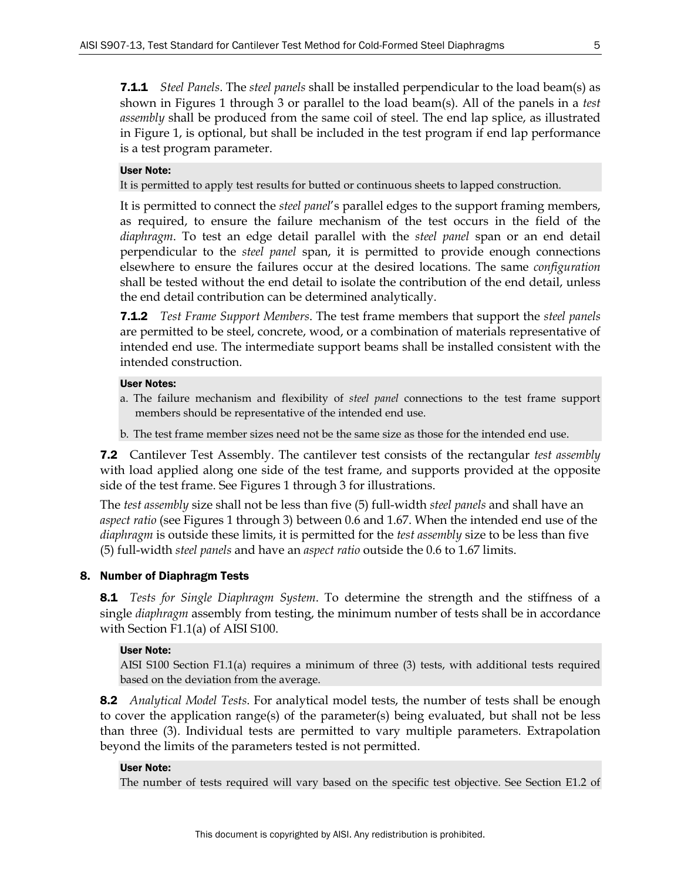**7.1.1** *Steel Panels*. The *steel panels* shall be installed perpendicular to the load beam(s) as shown in Figures 1 through 3 or parallel to the load beam(s). All of the panels in a *test assembly* shall be produced from the same coil of steel. The end lap splice, as illustrated in Figure 1, is optional, but shall be included in the test program if end lap performance is a test program parameter.

**User Note:**
It is permitted to apply test results for butted or continuous sheets to lapped construction.

It is permitted to connect the *steel panel*'s parallel edges to the support framing members, as required, to ensure the failure mechanism of the test occurs in the field of the *diaphragm*. To test an edge detail parallel with the *steel panel* span or an end detail perpendicular to the *steel panel* span, it is permitted to provide enough connections elsewhere to ensure the failures occur at the desired locations. The same *configuration* shall be tested without the end detail to isolate the contribution of the end detail, unless the end detail contribution can be determined analytically.

**7.1.2** *Test Frame Support Members*. The test frame members that support the *steel panels* are permitted to be steel, concrete, wood, or a combination of materials representative of intended end use. The intermediate support beams shall be installed consistent with the intended construction.

**User Notes:**

a. The failure mechanism and flexibility of *steel panel* connections to the test frame support members should be representative of the intended end use.

b. The test frame member sizes need not be the same size as those for the intended end use.

**7.2** Cantilever Test Assembly. The cantilever test consists of the rectangular *test assembly* with load applied along one side of the test frame, and supports provided at the opposite side of the test frame. See Figures 1 through 3 for illustrations.

The *test assembly* size shall not be less than five (5) full-width *steel panels* and shall have an *aspect ratio* (see Figures 1 through 3) between 0.6 and 1.67. When the intended end use of the *diaphragm* is outside these limits, it is permitted for the *test assembly* size to be less than five (5) full-width *steel panels* and have an *aspect ratio* outside the 0.6 to 1.67 limits.

## 8. Number of Diaphragm Tests

**8.1** *Tests for Single Diaphragm System*. To determine the strength and the stiffness of a single *diaphragm* assembly from testing, the minimum number of tests shall be in accordance with Section F1.1(a) of AISI S100.

**User Note:**
AISI S100 Section F1.1(a) requires a minimum of three (3) tests, with additional tests required based on the deviation from the average.

**8.2** *Analytical Model Tests*. For analytical model tests, the number of tests shall be enough to cover the application range(s) of the parameter(s) being evaluated, but shall not be less than three (3). Individual tests are permitted to vary multiple parameters. Extrapolation beyond the limits of the parameters tested is not permitted.

**User Note:**
The number of tests required will vary based on the specific test objective. See Section E1.2 of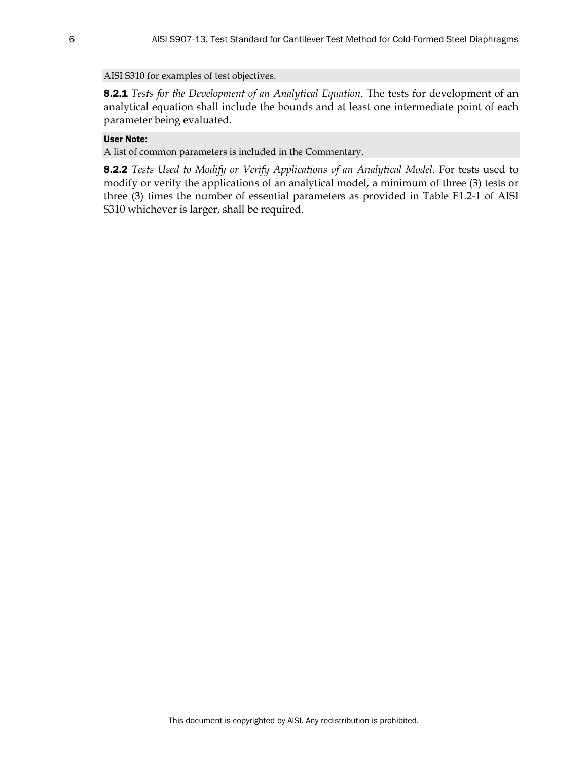AISI S310 for examples of test objectives.

**8.2.1** *Tests for the Development of an Analytical Equation*. The tests for development of an analytical equation shall include the bounds and at least one intermediate point of each parameter being evaluated.

**User Note:**

A list of common parameters is included in the Commentary.

**8.2.2** *Tests Used to Modify or Verify Applications of an Analytical Model*. For tests used to modify or verify the applications of an analytical model, a minimum of three (3) tests or three (3) times the number of essential parameters as provided in Table E1.2-1 of AISI S310 whichever is larger, shall be required.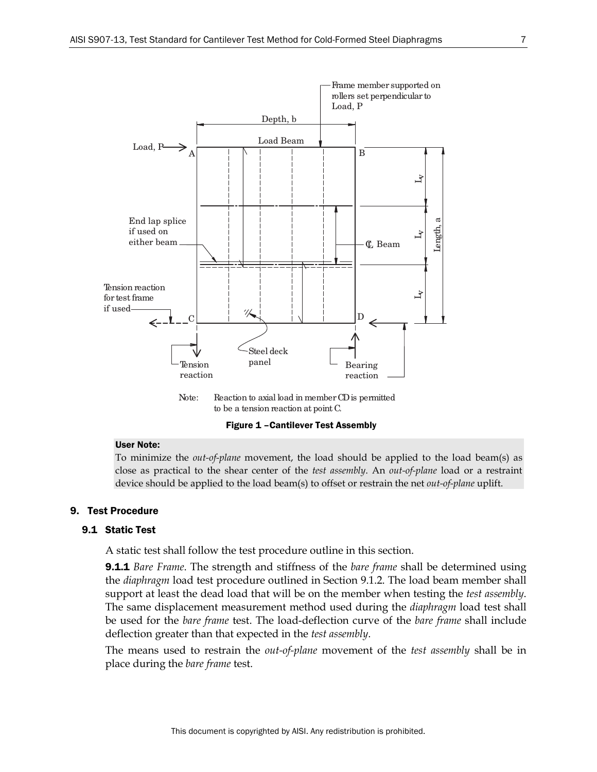Figure 1 –Cantilever Test Assembly

**User Note:**

To minimize the *out-of-plane* movement, the load should be applied to the load beam(s) as close as practical to the shear center of the *test assembly*. An *out-of-plane* load or a restraint device should be applied to the load beam(s) to offset or restrain the net *out-of-plane* uplift.

## 9. Test Procedure

### 9.1 Static Test

A static test shall follow the test procedure outline in this section.

**9.1.1** *Bare Frame*. The strength and stiffness of the *bare frame* shall be determined using the *diaphragm* load test procedure outlined in Section 9.1.2. The load beam member shall support at least the dead load that will be on the member when testing the *test assembly*. The same displacement measurement method used during the *diaphragm* load test shall be used for the *bare frame* test. The load-deflection curve of the *bare frame* shall include deflection greater than that expected in the *test assembly*.

The means used to restrain the *out-of-plane* movement of the *test assembly* shall be in place during the *bare frame* test.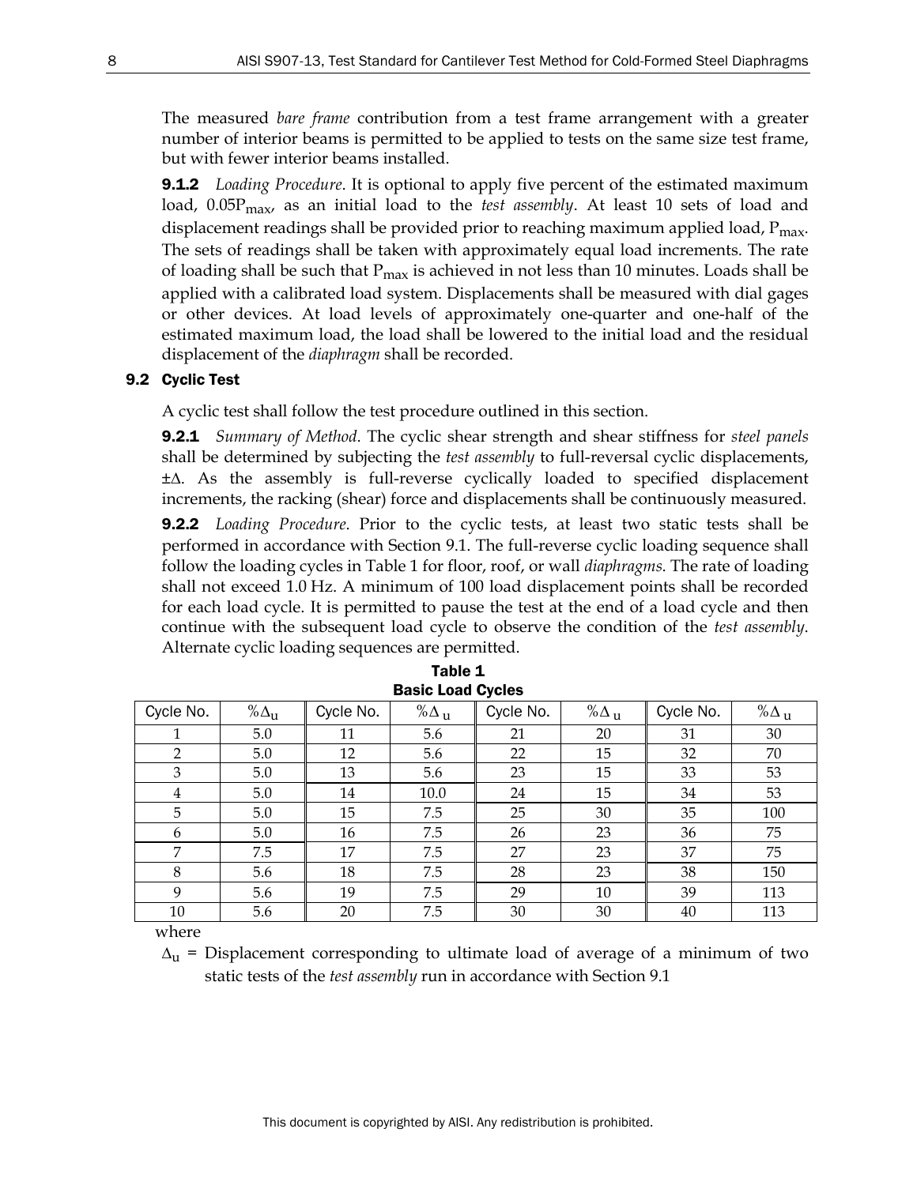The measured *bare frame* contribution from a test frame arrangement with a greater number of interior beams is permitted to be applied to tests on the same size test frame, but with fewer interior beams installed.

**9.1.2** *Loading Procedure*. It is optional to apply five percent of the estimated maximum load, $0.05P_{max}$, as an initial load to the *test assembly*. At least 10 sets of load and displacement readings shall be provided prior to reaching maximum applied load, $P_{max}$. The sets of readings shall be taken with approximately equal load increments. The rate of loading shall be such that $P_{max}$ is achieved in not less than 10 minutes. Loads shall be applied with a calibrated load system. Displacements shall be measured with dial gages or other devices. At load levels of approximately one-quarter and one-half of the estimated maximum load, the load shall be lowered to the initial load and the residual displacement of the *diaphragm* shall be recorded.

## 9.2 Cyclic Test

A cyclic test shall follow the test procedure outlined in this section.

**9.2.1** *Summary of Method*. The cyclic shear strength and shear stiffness for *steel panels* shall be determined by subjecting the *test assembly* to full-reversal cyclic displacements, $\pm\Delta$. As the assembly is full-reverse cyclically loaded to specified displacement increments, the racking (shear) force and displacements shall be continuously measured.

**9.2.2** *Loading Procedure*. Prior to the cyclic tests, at least two static tests shall be performed in accordance with Section 9.1. The full-reverse cyclic loading sequence shall follow the loading cycles in Table 1 for floor, roof, or wall *diaphragms*. The rate of loading shall not exceed 1.0 Hz. A minimum of 100 load displacement points shall be recorded for each load cycle. It is permitted to pause the test at the end of a load cycle and then continue with the subsequent load cycle to observe the condition of the *test assembly*. Alternate cyclic loading sequences are permitted.

**Table 1**
**Basic Load Cycles**

| Cycle No. | $\%\Delta_u$ | Cycle No. | $\%\Delta_u$ | Cycle No. | $\%\Delta_u$ | Cycle No. | $\%\Delta_u$ |
|---|---|---|---|---|---|---|---|
| 1 | 5.0 | 11 | 5.6 | 21 | 20 | 31 | 30 |
| 2 | 5.0 | 12 | 5.6 | 22 | 15 | 32 | 70 |
| 3 | 5.0 | 13 | 5.6 | 23 | 15 | 33 | 53 |
| 4 | 5.0 | 14 | 10.0 | 24 | 15 | 34 | 53 |
| 5 | 5.0 | 15 | 7.5 | 25 | 30 | 35 | 100 |
| 6 | 5.0 | 16 | 7.5 | 26 | 23 | 36 | 75 |
| 7 | 7.5 | 17 | 7.5 | 27 | 23 | 37 | 75 |
| 8 | 5.6 | 18 | 7.5 | 28 | 23 | 38 | 150 |
| 9 | 5.6 | 19 | 7.5 | 29 | 10 | 39 | 113 |
| 10 | 5.6 | 20 | 7.5 | 30 | 30 | 40 | 113 |

where

$\Delta_u$ = Displacement corresponding to ultimate load of average of a minimum of two static tests of the *test assembly* run in accordance with Section 9.1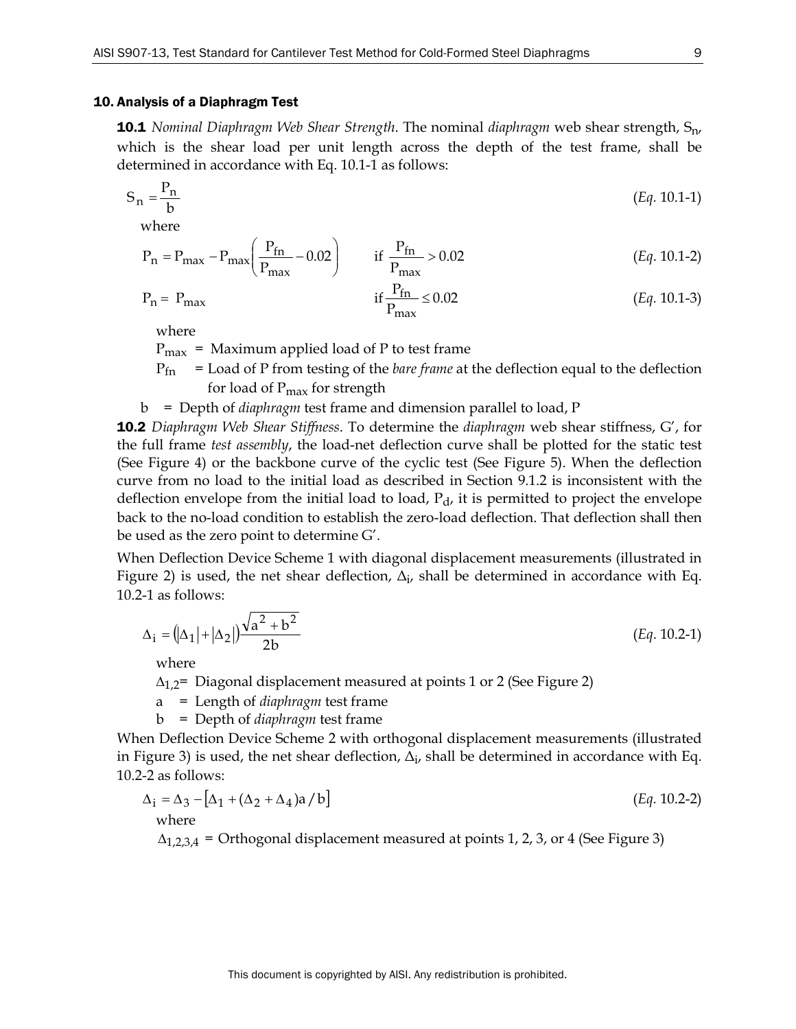## 10. Analysis of a Diaphragm Test

**10.1** *Nominal Diaphragm Web Shear Strength*. The nominal *diaphragm* web shear strength, $S_n$, which is the shear load per unit length across the depth of the test frame, shall be determined in accordance with Eq. 10.1-1 as follows:

$$S_n = \frac{P_n}{b} \qquad (Eq.\ 10.1\text{-}1)$$

where

$$P_n = P_{max} - P_{max}\left(\frac{P_{fn}}{P_{max}} - 0.02\right) \qquad \text{if } \frac{P_{fn}}{P_{max}} > 0.02 \qquad (Eq.\ 10.1\text{-}2)$$

$$P_n = P_{max} \qquad \text{if } \frac{P_{fn}}{P_{max}} \leq 0.02 \qquad (Eq.\ 10.1\text{-}3)$$

where

$P_{max}$ = Maximum applied load of P to test frame

$P_{fn}$ = Load of P from testing of the *bare frame* at the deflection equal to the deflection for load of $P_{max}$ for strength

b = Depth of *diaphragm* test frame and dimension parallel to load, P

**10.2** *Diaphragm Web Shear Stiffness*. To determine the *diaphragm* web shear stiffness, G', for the full frame *test assembly*, the load-net deflection curve shall be plotted for the static test (See Figure 4) or the backbone curve of the cyclic test (See Figure 5). When the deflection curve from no load to the initial load as described in Section 9.1.2 is inconsistent with the deflection envelope from the initial load to load, $P_d$, it is permitted to project the envelope back to the no-load condition to establish the zero-load deflection. That deflection shall then be used as the zero point to determine G'.

When Deflection Device Scheme 1 with diagonal displacement measurements (illustrated in Figure 2) is used, the net shear deflection, $\Delta_i$, shall be determined in accordance with Eq. 10.2-1 as follows:

$$\Delta_i = \left(|\Delta_1| + |\Delta_2|\right)\frac{\sqrt{a^2 + b^2}}{2b} \qquad (Eq.\ 10.2\text{-}1)$$

where

$\Delta_{1,2}$ = Diagonal displacement measured at points 1 or 2 (See Figure 2)

a = Length of *diaphragm* test frame

b = Depth of *diaphragm* test frame

When Deflection Device Scheme 2 with orthogonal displacement measurements (illustrated in Figure 3) is used, the net shear deflection, $\Delta_i$, shall be determined in accordance with Eq. 10.2-2 as follows:

$$\Delta_i = \Delta_3 - \left[\Delta_1 + (\Delta_2 + \Delta_4)a/b\right] \qquad (Eq.\ 10.2\text{-}2)$$

where

$\Delta_{1,2,3,4}$ = Orthogonal displacement measured at points 1, 2, 3, or 4 (See Figure 3)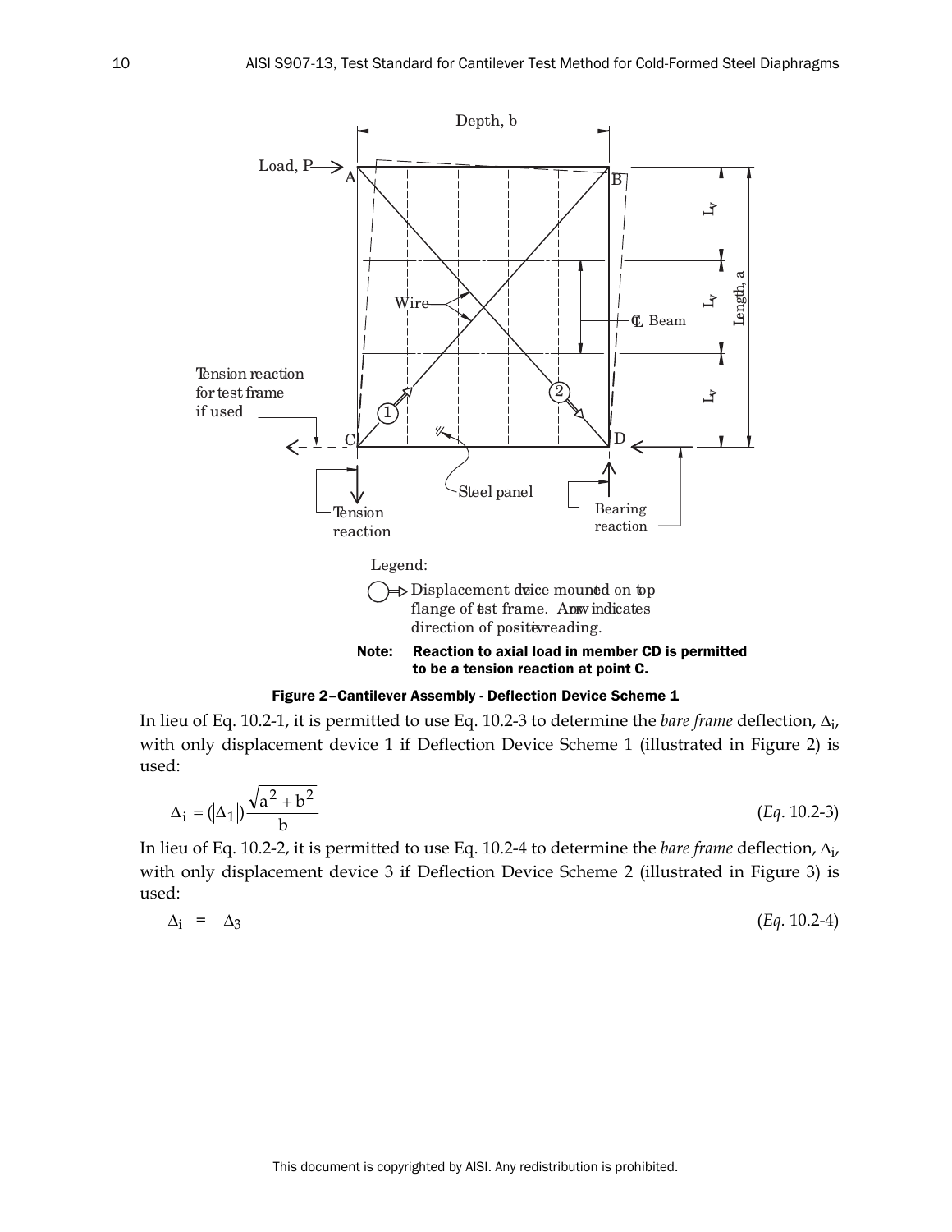Legend:

Displacement device mounted on top flange of test frame. Arrow indicates direction of positive reading.

**Note: Reaction to axial load in member CD is permitted to be a tension reaction at point C.**

**Figure 2–Cantilever Assembly - Deflection Device Scheme 1**

In lieu of Eq. 10.2-1, it is permitted to use Eq. 10.2-3 to determine the *bare frame* deflection, $\Delta_i$, with only displacement device 1 if Deflection Device Scheme 1 (illustrated in Figure 2) is used:

$$\Delta_i = (|\Delta_1|)\frac{\sqrt{a^2 + b^2}}{b} \qquad (Eq.\ 10.2\text{-}3)$$

In lieu of Eq. 10.2-2, it is permitted to use Eq. 10.2-4 to determine the *bare frame* deflection, $\Delta_i$, with only displacement device 3 if Deflection Device Scheme 2 (illustrated in Figure 3) is used:

$$\Delta_i = \Delta_3 \qquad (Eq.\ 10.2\text{-}4)$$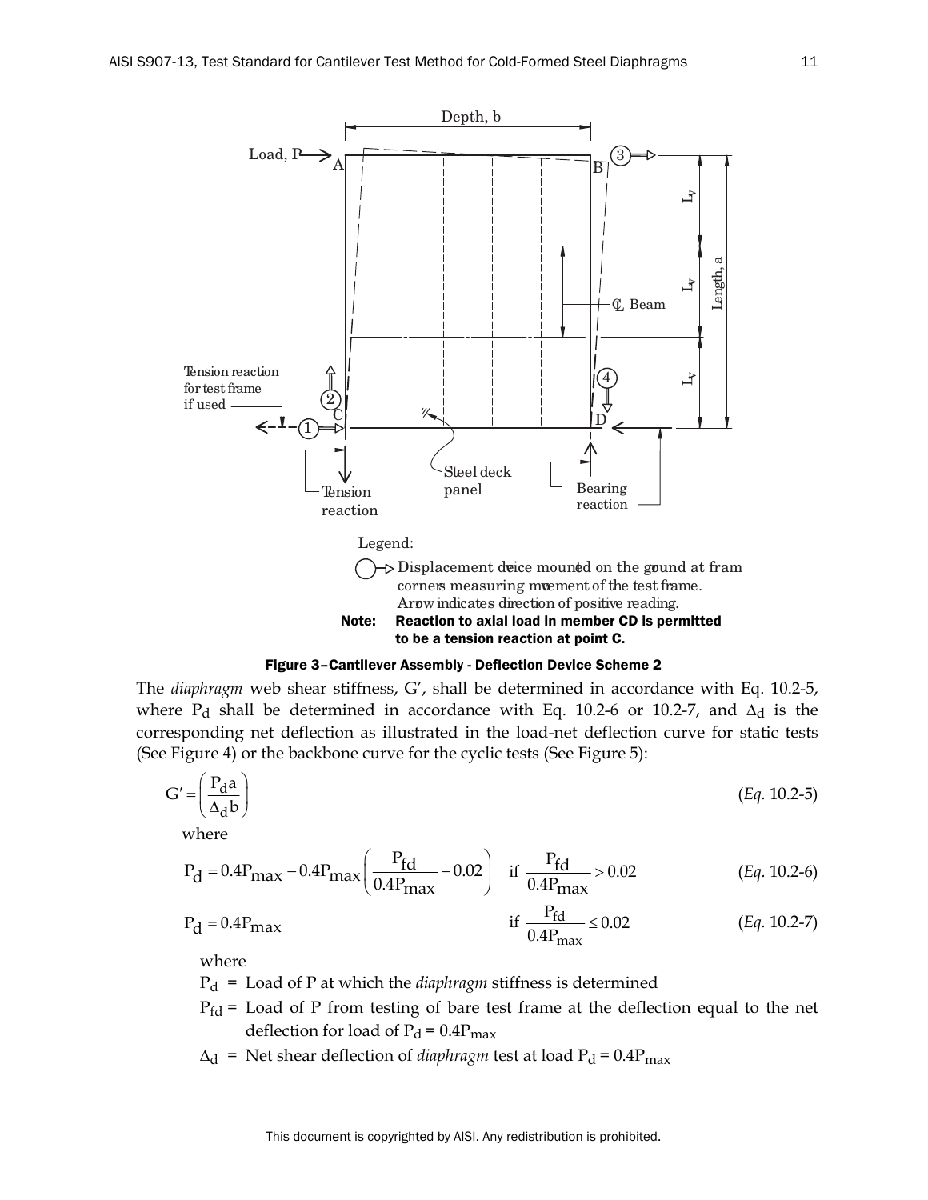Legend:

Displacement device mounted on the ground at frame corners measuring movement of the test frame. Arrow indicates direction of positive reading.

**Note: Reaction to axial load in member CD is permitted to be a tension reaction at point C.**

**Figure 3–Cantilever Assembly - Deflection Device Scheme 2**

The *diaphragm* web shear stiffness, G′, shall be determined in accordance with Eq. 10.2-5, where $P_d$ shall be determined in accordance with Eq. 10.2-6 or 10.2-7, and $\Delta_d$ is the corresponding net deflection as illustrated in the load-net deflection curve for static tests (See Figure 4) or the backbone curve for the cyclic tests (See Figure 5):

$$G' = \left(\frac{P_d a}{\Delta_d b}\right) \qquad (Eq.\ 10.2\text{-}5)$$

where

$$P_d = 0.4P_{max} - 0.4P_{max}\left(\frac{P_{fd}}{0.4P_{max}} - 0.02\right) \quad \text{if } \frac{P_{fd}}{0.4P_{max}} > 0.02 \qquad (Eq.\ 10.2\text{-}6)$$

$$P_d = 0.4P_{max} \quad \text{if } \frac{P_{fd}}{0.4P_{max}} \leq 0.02 \qquad (Eq.\ 10.2\text{-}7)$$

where

$P_d$ = Load of P at which the *diaphragm* stiffness is determined

$P_{fd}$ = Load of P from testing of bare test frame at the deflection equal to the net deflection for load of $P_d = 0.4P_{max}$

$\Delta_d$ = Net shear deflection of *diaphragm* test at load $P_d = 0.4P_{max}$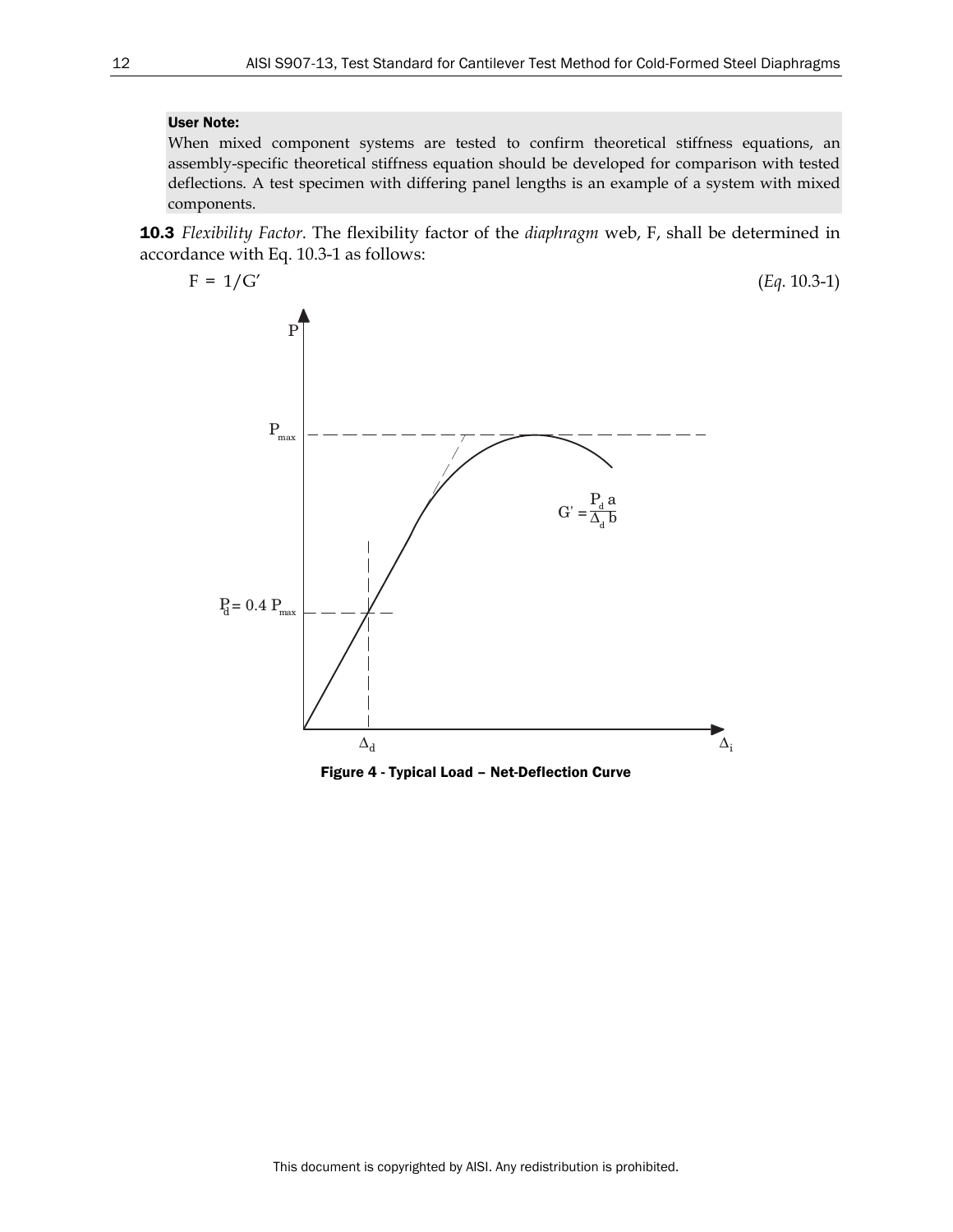**User Note:**

When mixed component systems are tested to confirm theoretical stiffness equations, an assembly-specific theoretical stiffness equation should be developed for comparison with tested deflections. A test specimen with differing panel lengths is an example of a system with mixed components.

**10.3** *Flexibility Factor*. The flexibility factor of the *diaphragm* web, F, shall be determined in accordance with Eq. 10.3-1 as follows:

$$F = 1/G' \qquad \text{(Eq. 10.3-1)}$$

**Figure 4 - Typical Load – Net-Deflection Curve**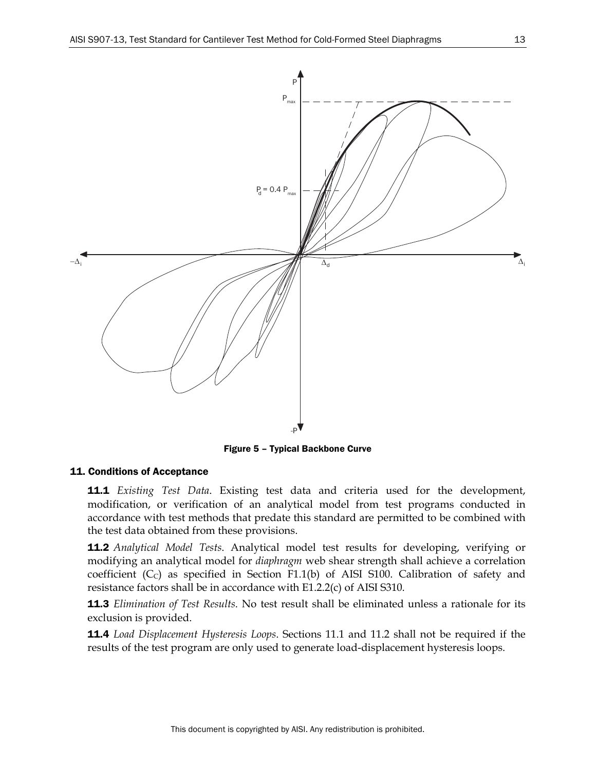Figure 5 – Typical Backbone Curve

## 11. Conditions of Acceptance

**11.1** *Existing Test Data*. Existing test data and criteria used for the development, modification, or verification of an analytical model from test programs conducted in accordance with test methods that predate this standard are permitted to be combined with the test data obtained from these provisions.

**11.2** *Analytical Model Tests*. Analytical model test results for developing, verifying or modifying an analytical model for *diaphragm* web shear strength shall achieve a correlation coefficient ($C_C$) as specified in Section F1.1(b) of AISI S100. Calibration of safety and resistance factors shall be in accordance with E1.2.2(c) of AISI S310.

**11.3** *Elimination of Test Results*. No test result shall be eliminated unless a rationale for its exclusion is provided.

**11.4** *Load Displacement Hysteresis Loops*. Sections 11.1 and 11.2 shall not be required if the results of the test program are only used to generate load-displacement hysteresis loops.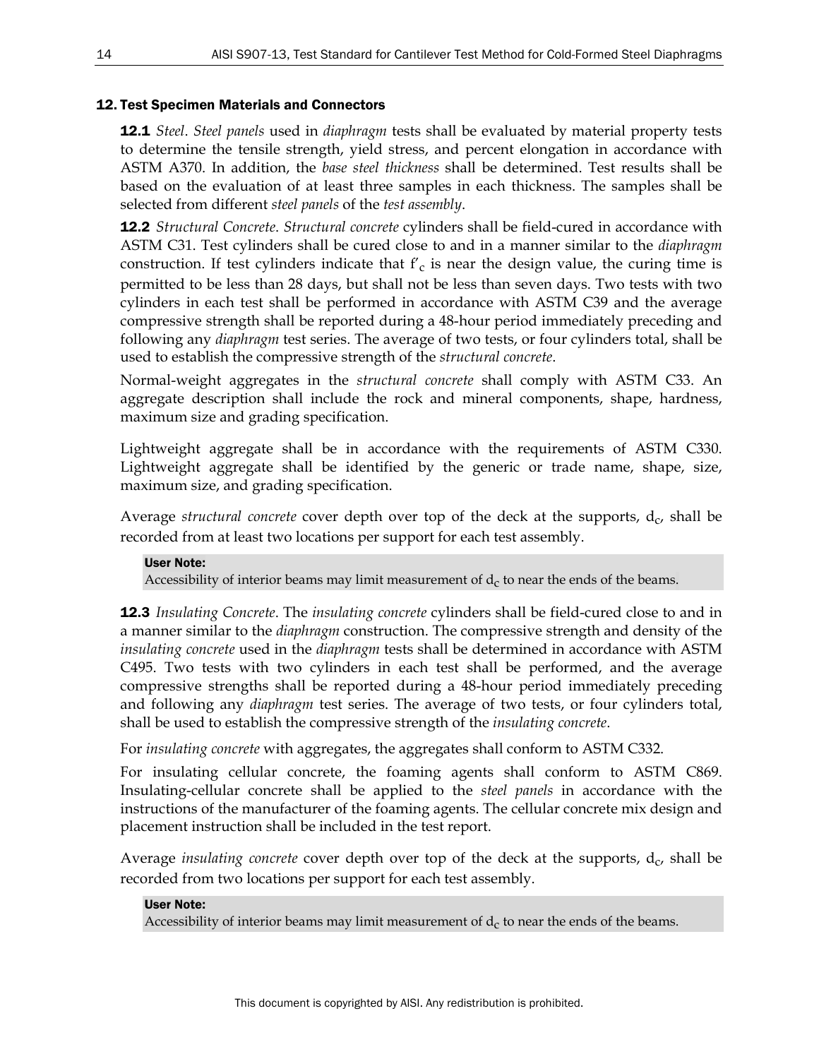## 12. Test Specimen Materials and Connectors

**12.1** *Steel*. *Steel panels* used in *diaphragm* tests shall be evaluated by material property tests to determine the tensile strength, yield stress, and percent elongation in accordance with ASTM A370. In addition, the *base steel thickness* shall be determined. Test results shall be based on the evaluation of at least three samples in each thickness. The samples shall be selected from different *steel panels* of the *test assembly*.

**12.2** *Structural Concrete*. *Structural concrete* cylinders shall be field-cured in accordance with ASTM C31. Test cylinders shall be cured close to and in a manner similar to the *diaphragm* construction. If test cylinders indicate that $f'_c$ is near the design value, the curing time is permitted to be less than 28 days, but shall not be less than seven days. Two tests with two cylinders in each test shall be performed in accordance with ASTM C39 and the average compressive strength shall be reported during a 48-hour period immediately preceding and following any *diaphragm* test series. The average of two tests, or four cylinders total, shall be used to establish the compressive strength of the *structural concrete*.

Normal-weight aggregates in the *structural concrete* shall comply with ASTM C33. An aggregate description shall include the rock and mineral components, shape, hardness, maximum size and grading specification.

Lightweight aggregate shall be in accordance with the requirements of ASTM C330. Lightweight aggregate shall be identified by the generic or trade name, shape, size, maximum size, and grading specification.

Average *structural concrete* cover depth over top of the deck at the supports, $d_c$, shall be recorded from at least two locations per support for each test assembly.

> **User Note:**
> Accessibility of interior beams may limit measurement of $d_c$ to near the ends of the beams.

**12.3** *Insulating Concrete*. The *insulating concrete* cylinders shall be field-cured close to and in a manner similar to the *diaphragm* construction. The compressive strength and density of the *insulating concrete* used in the *diaphragm* tests shall be determined in accordance with ASTM C495. Two tests with two cylinders in each test shall be performed, and the average compressive strengths shall be reported during a 48-hour period immediately preceding and following any *diaphragm* test series. The average of two tests, or four cylinders total, shall be used to establish the compressive strength of the *insulating concrete*.

For *insulating concrete* with aggregates, the aggregates shall conform to ASTM C332.

For insulating cellular concrete, the foaming agents shall conform to ASTM C869. Insulating-cellular concrete shall be applied to the *steel panels* in accordance with the instructions of the manufacturer of the foaming agents. The cellular concrete mix design and placement instruction shall be included in the test report.

Average *insulating concrete* cover depth over top of the deck at the supports, $d_c$, shall be recorded from two locations per support for each test assembly.

> **User Note:**
> Accessibility of interior beams may limit measurement of $d_c$ to near the ends of the beams.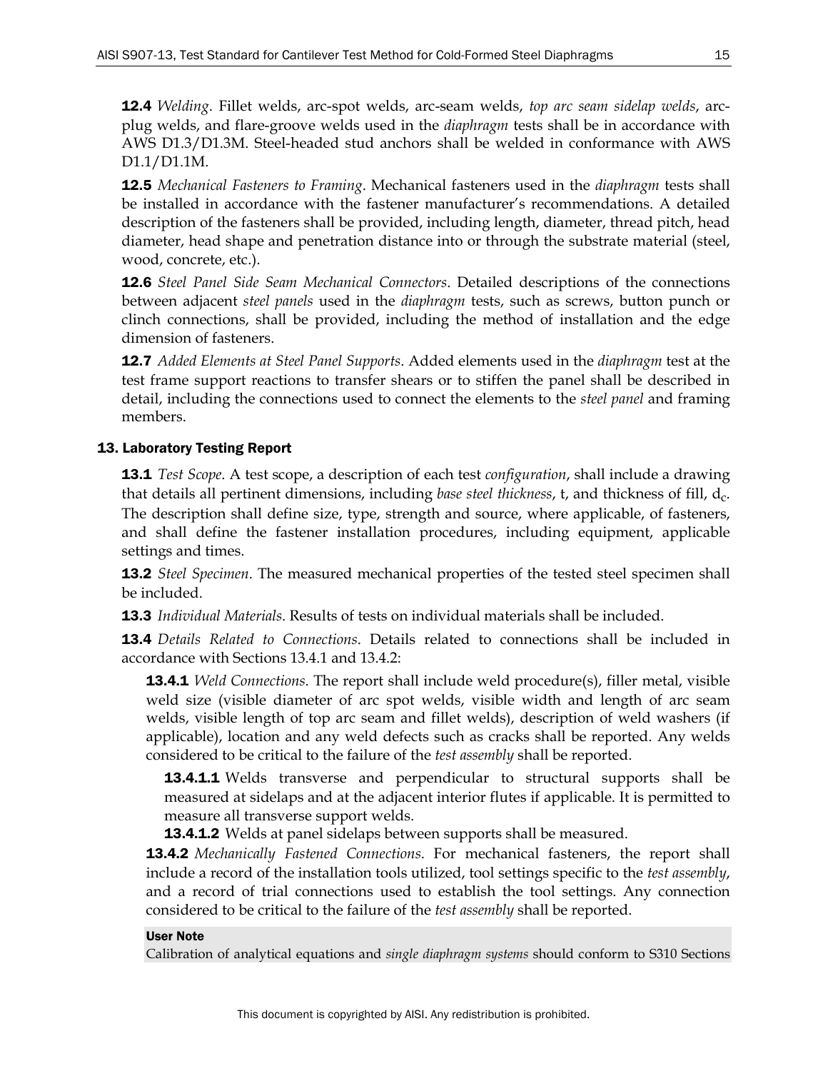**12.4** *Welding*. Fillet welds, arc-spot welds, arc-seam welds, *top arc seam sidelap welds*, arc-plug welds, and flare-groove welds used in the *diaphragm* tests shall be in accordance with AWS D1.3/D1.3M. Steel-headed stud anchors shall be welded in conformance with AWS D1.1/D1.1M.

**12.5** *Mechanical Fasteners to Framing*. Mechanical fasteners used in the *diaphragm* tests shall be installed in accordance with the fastener manufacturer's recommendations. A detailed description of the fasteners shall be provided, including length, diameter, thread pitch, head diameter, head shape and penetration distance into or through the substrate material (steel, wood, concrete, etc.).

**12.6** *Steel Panel Side Seam Mechanical Connectors*. Detailed descriptions of the connections between adjacent *steel panels* used in the *diaphragm* tests, such as screws, button punch or clinch connections, shall be provided, including the method of installation and the edge dimension of fasteners.

**12.7** *Added Elements at Steel Panel Supports*. Added elements used in the *diaphragm* test at the test frame support reactions to transfer shears or to stiffen the panel shall be described in detail, including the connections used to connect the elements to the *steel panel* and framing members.

## 13. Laboratory Testing Report

**13.1** *Test Scope*. A test scope, a description of each test *configuration*, shall include a drawing that details all pertinent dimensions, including *base steel thickness*, t, and thickness of fill, $d_c$. The description shall define size, type, strength and source, where applicable, of fasteners, and shall define the fastener installation procedures, including equipment, applicable settings and times.

**13.2** *Steel Specimen*. The measured mechanical properties of the tested steel specimen shall be included.

**13.3** *Individual Materials*. Results of tests on individual materials shall be included.

**13.4** *Details Related to Connections*. Details related to connections shall be included in accordance with Sections 13.4.1 and 13.4.2:

**13.4.1** *Weld Connections*. The report shall include weld procedure(s), filler metal, visible weld size (visible diameter of arc spot welds, visible width and length of arc seam welds, visible length of top arc seam and fillet welds), description of weld washers (if applicable), location and any weld defects such as cracks shall be reported. Any welds considered to be critical to the failure of the *test assembly* shall be reported.

**13.4.1.1** Welds transverse and perpendicular to structural supports shall be measured at sidelaps and at the adjacent interior flutes if applicable. It is permitted to measure all transverse support welds.

**13.4.1.2** Welds at panel sidelaps between supports shall be measured.

**13.4.2** *Mechanically Fastened Connections*. For mechanical fasteners, the report shall include a record of the installation tools utilized, tool settings specific to the *test assembly*, and a record of trial connections used to establish the tool settings. Any connection considered to be critical to the failure of the *test assembly* shall be reported.

**User Note**

Calibration of analytical equations and *single diaphragm systems* should conform to S310 Sections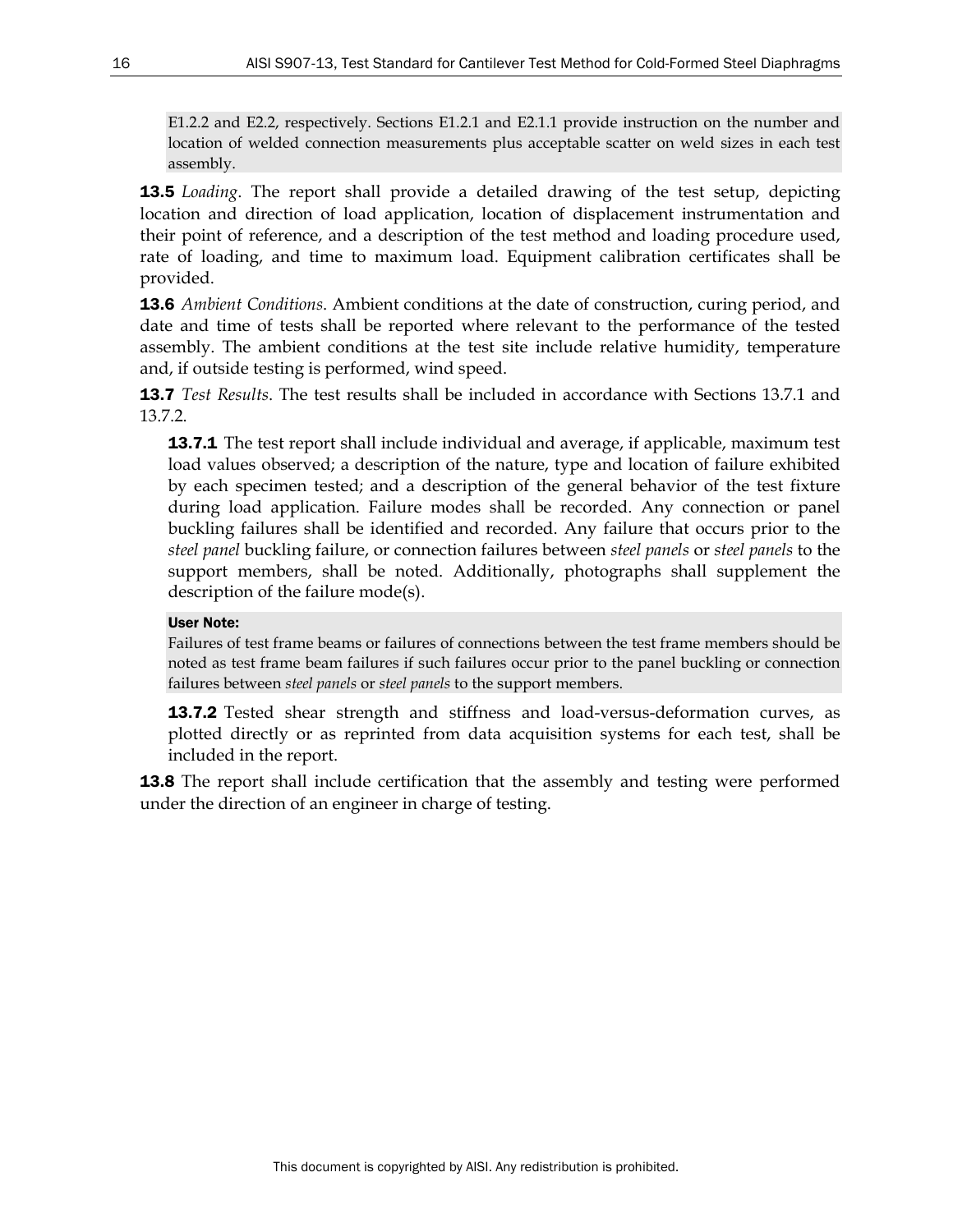E1.2.2 and E2.2, respectively. Sections E1.2.1 and E2.1.1 provide instruction on the number and location of welded connection measurements plus acceptable scatter on weld sizes in each test assembly.

**13.5** *Loading*. The report shall provide a detailed drawing of the test setup, depicting location and direction of load application, location of displacement instrumentation and their point of reference, and a description of the test method and loading procedure used, rate of loading, and time to maximum load. Equipment calibration certificates shall be provided.

**13.6** *Ambient Conditions*. Ambient conditions at the date of construction, curing period, and date and time of tests shall be reported where relevant to the performance of the tested assembly. The ambient conditions at the test site include relative humidity, temperature and, if outside testing is performed, wind speed.

**13.7** *Test Results*. The test results shall be included in accordance with Sections 13.7.1 and 13.7.2.

**13.7.1** The test report shall include individual and average, if applicable, maximum test load values observed; a description of the nature, type and location of failure exhibited by each specimen tested; and a description of the general behavior of the test fixture during load application. Failure modes shall be recorded. Any connection or panel buckling failures shall be identified and recorded. Any failure that occurs prior to the *steel panel* buckling failure, or connection failures between *steel panels* or *steel panels* to the support members, shall be noted. Additionally, photographs shall supplement the description of the failure mode(s).

**User Note:**

Failures of test frame beams or failures of connections between the test frame members should be noted as test frame beam failures if such failures occur prior to the panel buckling or connection failures between *steel panels* or *steel panels* to the support members.

**13.7.2** Tested shear strength and stiffness and load-versus-deformation curves, as plotted directly or as reprinted from data acquisition systems for each test, shall be included in the report.

**13.8** The report shall include certification that the assembly and testing were performed under the direction of an engineer in charge of testing.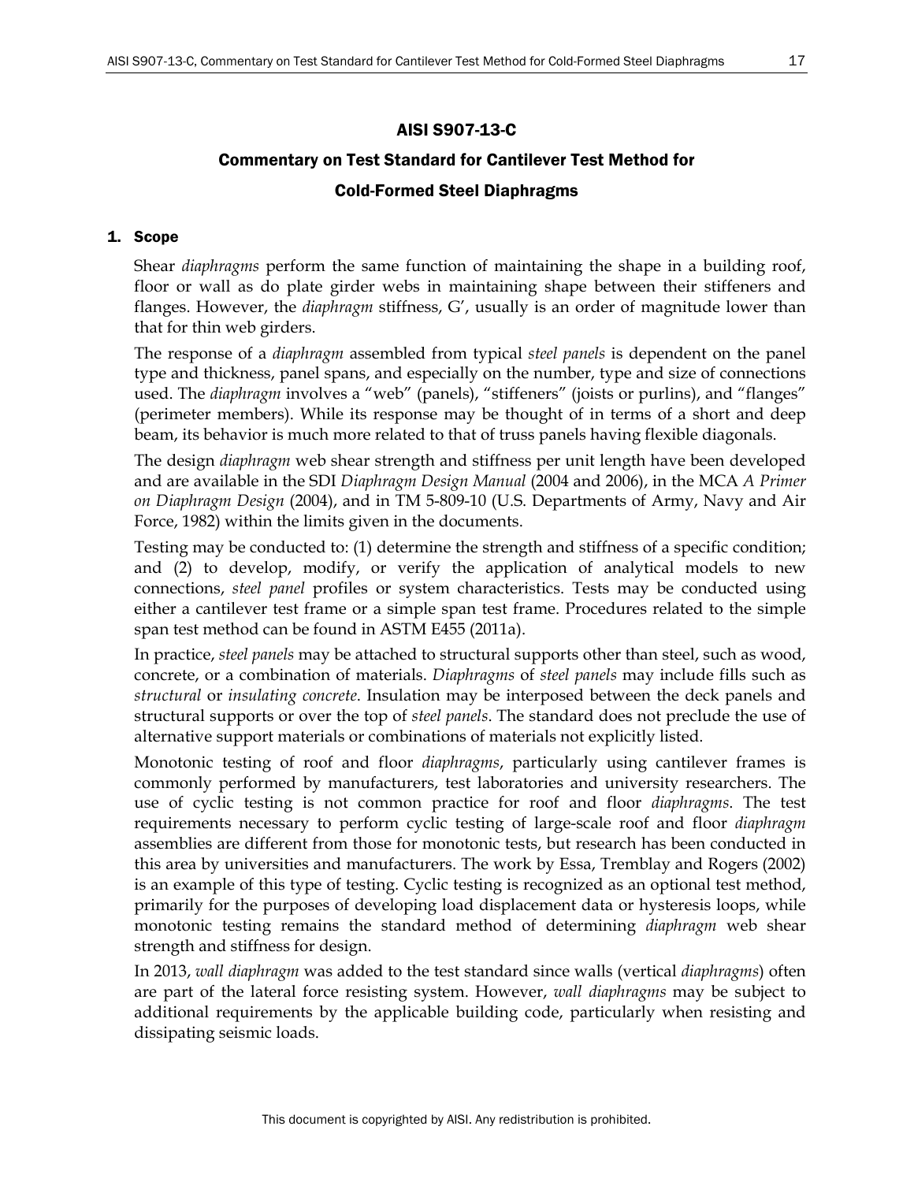# AISI S907-13-C

## Commentary on Test Standard for Cantilever Test Method for Cold-Formed Steel Diaphragms

### 1. Scope

Shear *diaphragms* perform the same function of maintaining the shape in a building roof, floor or wall as do plate girder webs in maintaining shape between their stiffeners and flanges. However, the *diaphragm* stiffness, G', usually is an order of magnitude lower than that for thin web girders.

The response of a *diaphragm* assembled from typical *steel panels* is dependent on the panel type and thickness, panel spans, and especially on the number, type and size of connections used. The *diaphragm* involves a "web" (panels), "stiffeners" (joists or purlins), and "flanges" (perimeter members). While its response may be thought of in terms of a short and deep beam, its behavior is much more related to that of truss panels having flexible diagonals.

The design *diaphragm* web shear strength and stiffness per unit length have been developed and are available in the SDI *Diaphragm Design Manual* (2004 and 2006), in the MCA *A Primer on Diaphragm Design* (2004), and in TM 5-809-10 (U.S. Departments of Army, Navy and Air Force, 1982) within the limits given in the documents.

Testing may be conducted to: (1) determine the strength and stiffness of a specific condition; and (2) to develop, modify, or verify the application of analytical models to new connections, *steel panel* profiles or system characteristics. Tests may be conducted using either a cantilever test frame or a simple span test frame. Procedures related to the simple span test method can be found in ASTM E455 (2011a).

In practice, *steel panels* may be attached to structural supports other than steel, such as wood, concrete, or a combination of materials. *Diaphragms* of *steel panels* may include fills such as *structural* or *insulating concrete*. Insulation may be interposed between the deck panels and structural supports or over the top of *steel panels*. The standard does not preclude the use of alternative support materials or combinations of materials not explicitly listed.

Monotonic testing of roof and floor *diaphragms*, particularly using cantilever frames is commonly performed by manufacturers, test laboratories and university researchers. The use of cyclic testing is not common practice for roof and floor *diaphragms*. The test requirements necessary to perform cyclic testing of large-scale roof and floor *diaphragm* assemblies are different from those for monotonic tests, but research has been conducted in this area by universities and manufacturers. The work by Essa, Tremblay and Rogers (2002) is an example of this type of testing. Cyclic testing is recognized as an optional test method, primarily for the purposes of developing load displacement data or hysteresis loops, while monotonic testing remains the standard method of determining *diaphragm* web shear strength and stiffness for design.

In 2013, *wall diaphragm* was added to the test standard since walls (vertical *diaphragms*) often are part of the lateral force resisting system. However, *wall diaphragms* may be subject to additional requirements by the applicable building code, particularly when resisting and dissipating seismic loads.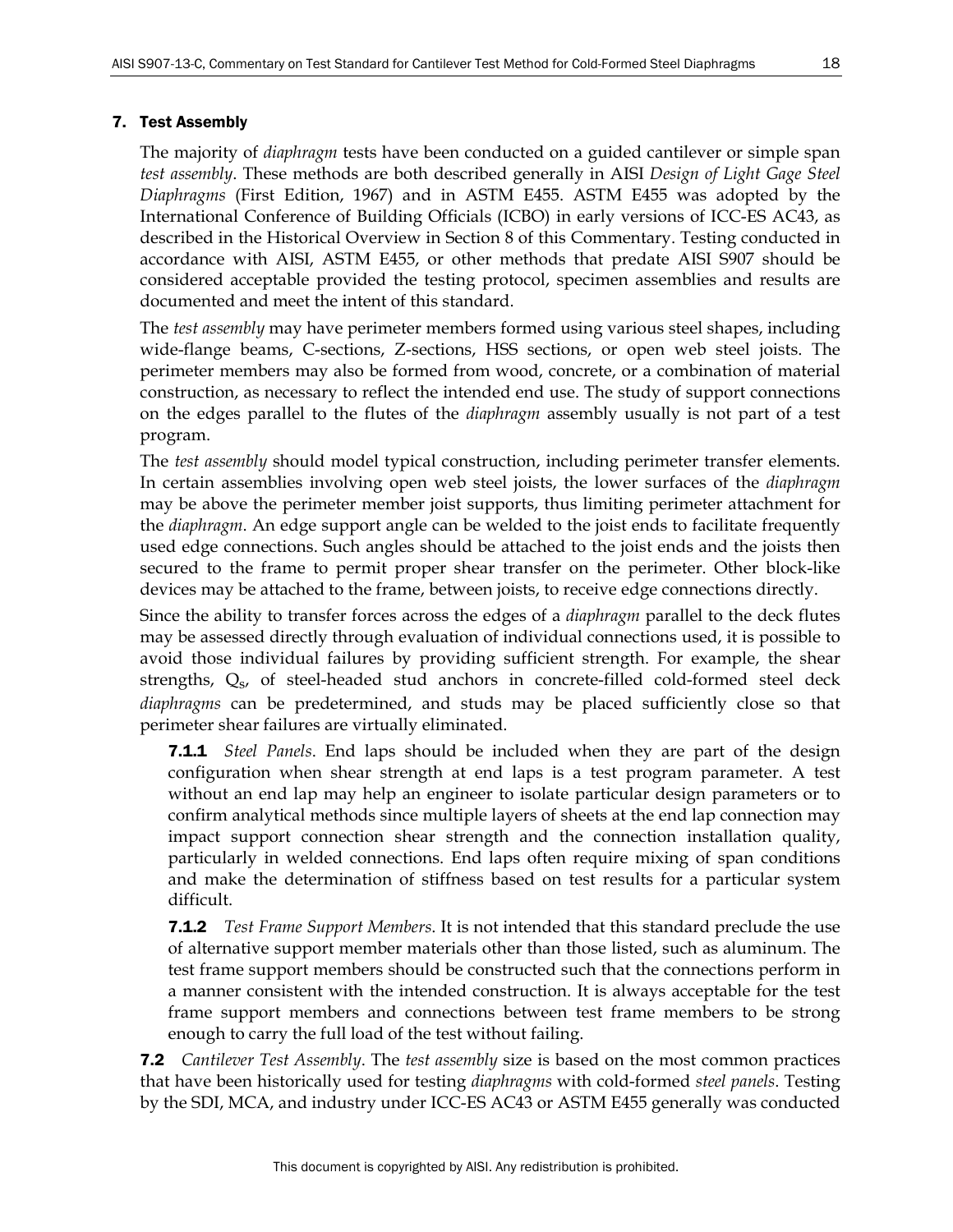## 7. Test Assembly

The majority of *diaphragm* tests have been conducted on a guided cantilever or simple span *test assembly*. These methods are both described generally in AISI *Design of Light Gage Steel Diaphragms* (First Edition, 1967) and in ASTM E455. ASTM E455 was adopted by the International Conference of Building Officials (ICBO) in early versions of ICC-ES AC43, as described in the Historical Overview in Section 8 of this Commentary. Testing conducted in accordance with AISI, ASTM E455, or other methods that predate AISI S907 should be considered acceptable provided the testing protocol, specimen assemblies and results are documented and meet the intent of this standard.

The *test assembly* may have perimeter members formed using various steel shapes, including wide-flange beams, C-sections, Z-sections, HSS sections, or open web steel joists. The perimeter members may also be formed from wood, concrete, or a combination of material construction, as necessary to reflect the intended end use. The study of support connections on the edges parallel to the flutes of the *diaphragm* assembly usually is not part of a test program.

The *test assembly* should model typical construction, including perimeter transfer elements. In certain assemblies involving open web steel joists, the lower surfaces of the *diaphragm* may be above the perimeter member joist supports, thus limiting perimeter attachment for the *diaphragm*. An edge support angle can be welded to the joist ends to facilitate frequently used edge connections. Such angles should be attached to the joist ends and the joists then secured to the frame to permit proper shear transfer on the perimeter. Other block-like devices may be attached to the frame, between joists, to receive edge connections directly.

Since the ability to transfer forces across the edges of a *diaphragm* parallel to the deck flutes may be assessed directly through evaluation of individual connections used, it is possible to avoid those individual failures by providing sufficient strength. For example, the shear strengths, $Q_s$, of steel-headed stud anchors in concrete-filled cold-formed steel deck *diaphragms* can be predetermined, and studs may be placed sufficiently close so that perimeter shear failures are virtually eliminated.

**7.1.1** *Steel Panels*. End laps should be included when they are part of the design configuration when shear strength at end laps is a test program parameter. A test without an end lap may help an engineer to isolate particular design parameters or to confirm analytical methods since multiple layers of sheets at the end lap connection may impact support connection shear strength and the connection installation quality, particularly in welded connections. End laps often require mixing of span conditions and make the determination of stiffness based on test results for a particular system difficult.

**7.1.2** *Test Frame Support Members*. It is not intended that this standard preclude the use of alternative support member materials other than those listed, such as aluminum. The test frame support members should be constructed such that the connections perform in a manner consistent with the intended construction. It is always acceptable for the test frame support members and connections between test frame members to be strong enough to carry the full load of the test without failing.

**7.2** *Cantilever Test Assembly*. The *test assembly* size is based on the most common practices that have been historically used for testing *diaphragms* with cold-formed *steel panels*. Testing by the SDI, MCA, and industry under ICC-ES AC43 or ASTM E455 generally was conducted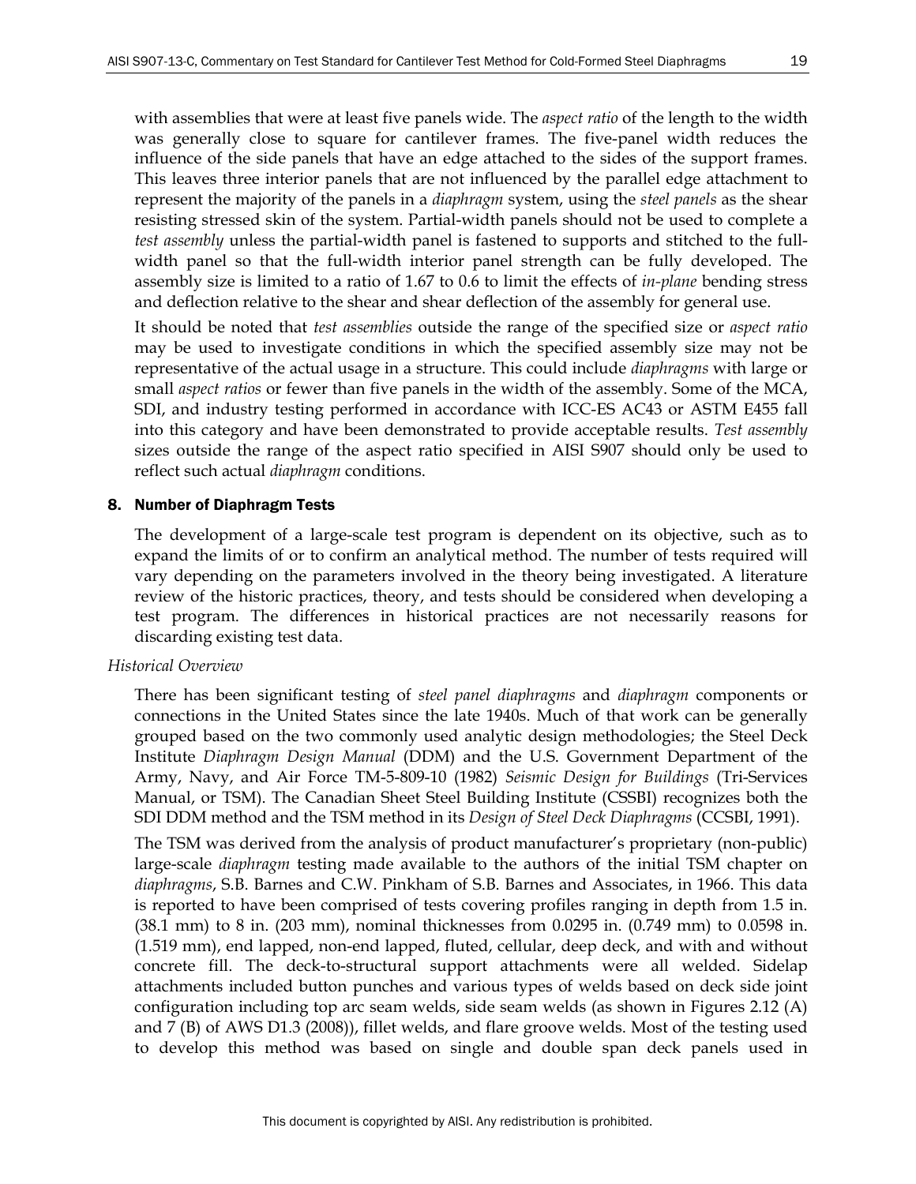with assemblies that were at least five panels wide. The *aspect ratio* of the length to the width was generally close to square for cantilever frames. The five-panel width reduces the influence of the side panels that have an edge attached to the sides of the support frames. This leaves three interior panels that are not influenced by the parallel edge attachment to represent the majority of the panels in a *diaphragm* system, using the *steel panels* as the shear resisting stressed skin of the system. Partial-width panels should not be used to complete a *test assembly* unless the partial-width panel is fastened to supports and stitched to the full-width panel so that the full-width interior panel strength can be fully developed. The assembly size is limited to a ratio of 1.67 to 0.6 to limit the effects of *in-plane* bending stress and deflection relative to the shear and shear deflection of the assembly for general use.

It should be noted that *test assemblies* outside the range of the specified size or *aspect ratio* may be used to investigate conditions in which the specified assembly size may not be representative of the actual usage in a structure. This could include *diaphragms* with large or small *aspect ratios* or fewer than five panels in the width of the assembly. Some of the MCA, SDI, and industry testing performed in accordance with ICC-ES AC43 or ASTM E455 fall into this category and have been demonstrated to provide acceptable results. *Test assembly* sizes outside the range of the aspect ratio specified in AISI S907 should only be used to reflect such actual *diaphragm* conditions.

## 8. Number of Diaphragm Tests

The development of a large-scale test program is dependent on its objective, such as to expand the limits of or to confirm an analytical method. The number of tests required will vary depending on the parameters involved in the theory being investigated. A literature review of the historic practices, theory, and tests should be considered when developing a test program. The differences in historical practices are not necessarily reasons for discarding existing test data.

*Historical Overview*

There has been significant testing of *steel panel diaphragms* and *diaphragm* components or connections in the United States since the late 1940s. Much of that work can be generally grouped based on the two commonly used analytic design methodologies; the Steel Deck Institute *Diaphragm Design Manual* (DDM) and the U.S. Government Department of the Army, Navy, and Air Force TM-5-809-10 (1982) *Seismic Design for Buildings* (Tri-Services Manual, or TSM). The Canadian Sheet Steel Building Institute (CSSBI) recognizes both the SDI DDM method and the TSM method in its *Design of Steel Deck Diaphragms* (CCSBI, 1991).

The TSM was derived from the analysis of product manufacturer's proprietary (non-public) large-scale *diaphragm* testing made available to the authors of the initial TSM chapter on *diaphragms*, S.B. Barnes and C.W. Pinkham of S.B. Barnes and Associates, in 1966. This data is reported to have been comprised of tests covering profiles ranging in depth from 1.5 in. (38.1 mm) to 8 in. (203 mm), nominal thicknesses from 0.0295 in. (0.749 mm) to 0.0598 in. (1.519 mm), end lapped, non-end lapped, fluted, cellular, deep deck, and with and without concrete fill. The deck-to-structural support attachments were all welded. Sidelap attachments included button punches and various types of welds based on deck side joint configuration including top arc seam welds, side seam welds (as shown in Figures 2.12 (A) and 7 (B) of AWS D1.3 (2008)), fillet welds, and flare groove welds. Most of the testing used to develop this method was based on single and double span deck panels used in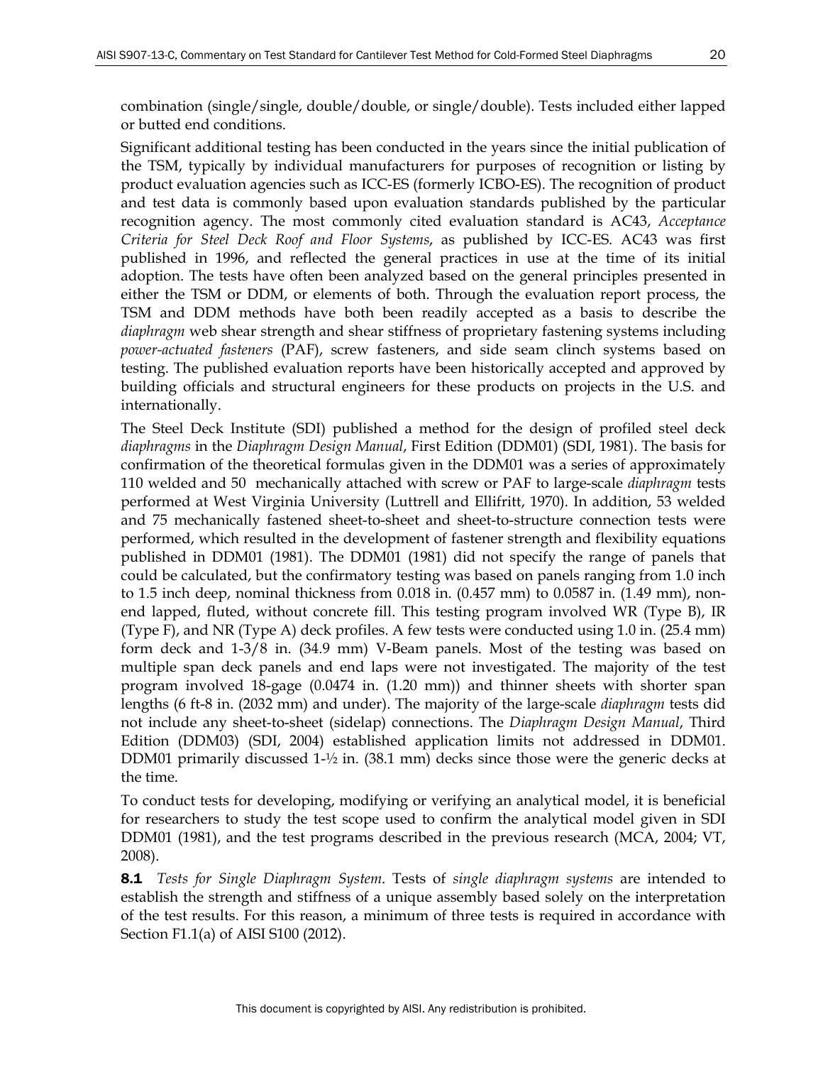combination (single/single, double/double, or single/double). Tests included either lapped or butted end conditions.

Significant additional testing has been conducted in the years since the initial publication of the TSM, typically by individual manufacturers for purposes of recognition or listing by product evaluation agencies such as ICC-ES (formerly ICBO-ES). The recognition of product and test data is commonly based upon evaluation standards published by the particular recognition agency. The most commonly cited evaluation standard is AC43, *Acceptance Criteria for Steel Deck Roof and Floor Systems*, as published by ICC-ES. AC43 was first published in 1996, and reflected the general practices in use at the time of its initial adoption. The tests have often been analyzed based on the general principles presented in either the TSM or DDM, or elements of both. Through the evaluation report process, the TSM and DDM methods have both been readily accepted as a basis to describe the *diaphragm* web shear strength and shear stiffness of proprietary fastening systems including *power-actuated fasteners* (PAF), screw fasteners, and side seam clinch systems based on testing. The published evaluation reports have been historically accepted and approved by building officials and structural engineers for these products on projects in the U.S. and internationally.

The Steel Deck Institute (SDI) published a method for the design of profiled steel deck *diaphragms* in the *Diaphragm Design Manual*, First Edition (DDM01) (SDI, 1981). The basis for confirmation of the theoretical formulas given in the DDM01 was a series of approximately 110 welded and 50 mechanically attached with screw or PAF to large-scale *diaphragm* tests performed at West Virginia University (Luttrell and Ellifritt, 1970). In addition, 53 welded and 75 mechanically fastened sheet-to-sheet and sheet-to-structure connection tests were performed, which resulted in the development of fastener strength and flexibility equations published in DDM01 (1981). The DDM01 (1981) did not specify the range of panels that could be calculated, but the confirmatory testing was based on panels ranging from 1.0 inch to 1.5 inch deep, nominal thickness from 0.018 in. (0.457 mm) to 0.0587 in. (1.49 mm), non-end lapped, fluted, without concrete fill. This testing program involved WR (Type B), IR (Type F), and NR (Type A) deck profiles. A few tests were conducted using 1.0 in. (25.4 mm) form deck and 1-3/8 in. (34.9 mm) V-Beam panels. Most of the testing was based on multiple span deck panels and end laps were not investigated. The majority of the test program involved 18-gage (0.0474 in. (1.20 mm)) and thinner sheets with shorter span lengths (6 ft-8 in. (2032 mm) and under). The majority of the large-scale *diaphragm* tests did not include any sheet-to-sheet (sidelap) connections. The *Diaphragm Design Manual*, Third Edition (DDM03) (SDI, 2004) established application limits not addressed in DDM01. DDM01 primarily discussed 1-½ in. (38.1 mm) decks since those were the generic decks at the time.

To conduct tests for developing, modifying or verifying an analytical model, it is beneficial for researchers to study the test scope used to confirm the analytical model given in SDI DDM01 (1981), and the test programs described in the previous research (MCA, 2004; VT, 2008).

**8.1** *Tests for Single Diaphragm System*. Tests of *single diaphragm systems* are intended to establish the strength and stiffness of a unique assembly based solely on the interpretation of the test results. For this reason, a minimum of three tests is required in accordance with Section F1.1(a) of AISI S100 (2012).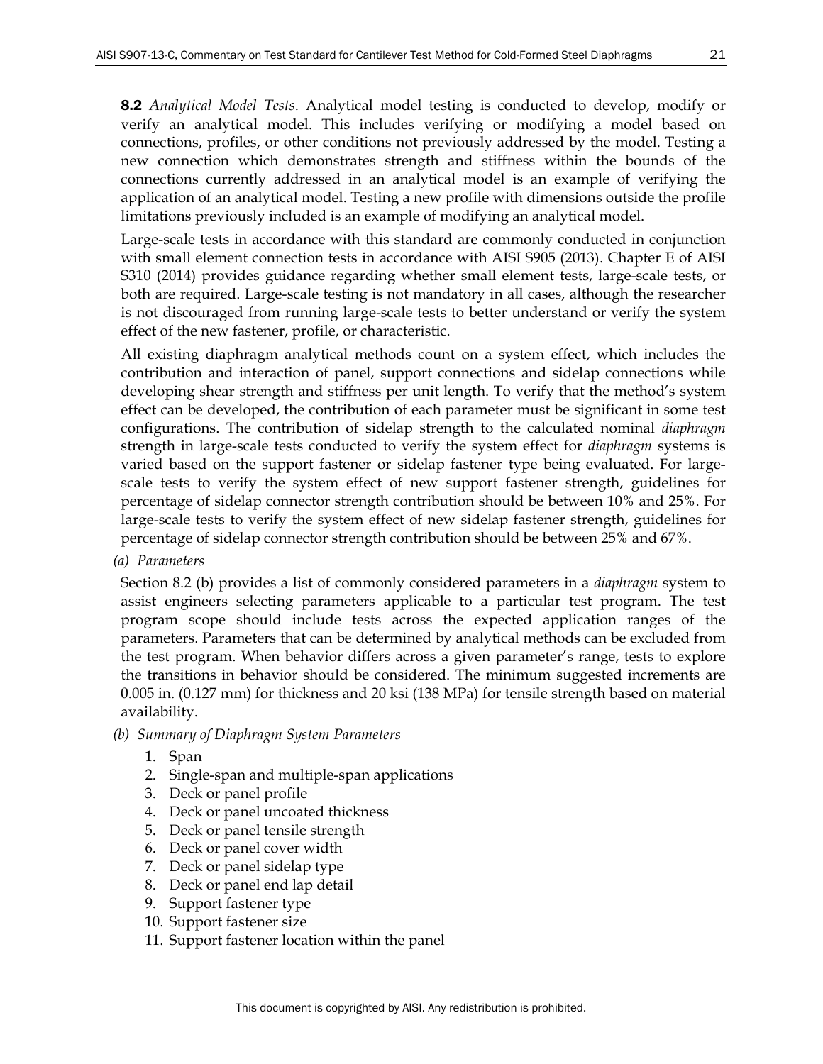**8.2** *Analytical Model Tests*. Analytical model testing is conducted to develop, modify or verify an analytical model. This includes verifying or modifying a model based on connections, profiles, or other conditions not previously addressed by the model. Testing a new connection which demonstrates strength and stiffness within the bounds of the connections currently addressed in an analytical model is an example of verifying the application of an analytical model. Testing a new profile with dimensions outside the profile limitations previously included is an example of modifying an analytical model.

Large-scale tests in accordance with this standard are commonly conducted in conjunction with small element connection tests in accordance with AISI S905 (2013). Chapter E of AISI S310 (2014) provides guidance regarding whether small element tests, large-scale tests, or both are required. Large-scale testing is not mandatory in all cases, although the researcher is not discouraged from running large-scale tests to better understand or verify the system effect of the new fastener, profile, or characteristic.

All existing diaphragm analytical methods count on a system effect, which includes the contribution and interaction of panel, support connections and sidelap connections while developing shear strength and stiffness per unit length. To verify that the method's system effect can be developed, the contribution of each parameter must be significant in some test configurations. The contribution of sidelap strength to the calculated nominal *diaphragm* strength in large-scale tests conducted to verify the system effect for *diaphragm* systems is varied based on the support fastener or sidelap fastener type being evaluated. For large-scale tests to verify the system effect of new support fastener strength, guidelines for percentage of sidelap connector strength contribution should be between 10% and 25%. For large-scale tests to verify the system effect of new sidelap fastener strength, guidelines for percentage of sidelap connector strength contribution should be between 25% and 67%.

*(a) Parameters*

Section 8.2 (b) provides a list of commonly considered parameters in a *diaphragm* system to assist engineers selecting parameters applicable to a particular test program. The test program scope should include tests across the expected application ranges of the parameters. Parameters that can be determined by analytical methods can be excluded from the test program. When behavior differs across a given parameter's range, tests to explore the transitions in behavior should be considered. The minimum suggested increments are 0.005 in. (0.127 mm) for thickness and 20 ksi (138 MPa) for tensile strength based on material availability.

*(b) Summary of Diaphragm System Parameters*

1. Span
2. Single-span and multiple-span applications
3. Deck or panel profile
4. Deck or panel uncoated thickness
5. Deck or panel tensile strength
6. Deck or panel cover width
7. Deck or panel sidelap type
8. Deck or panel end lap detail
9. Support fastener type
10. Support fastener size
11. Support fastener location within the panel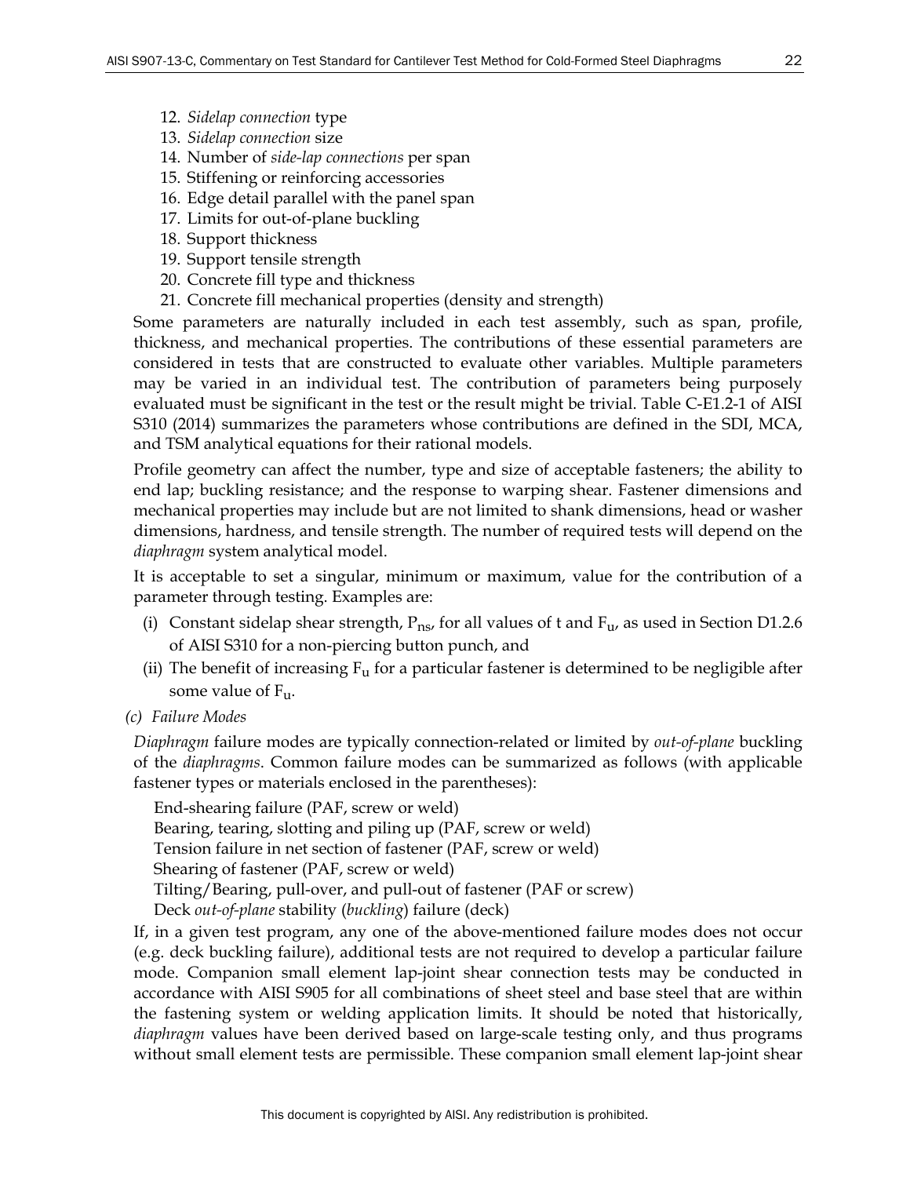12. *Sidelap connection* type
13. *Sidelap connection* size
14. Number of *side-lap connections* per span
15. Stiffening or reinforcing accessories
16. Edge detail parallel with the panel span
17. Limits for out-of-plane buckling
18. Support thickness
19. Support tensile strength
20. Concrete fill type and thickness
21. Concrete fill mechanical properties (density and strength)

Some parameters are naturally included in each test assembly, such as span, profile, thickness, and mechanical properties. The contributions of these essential parameters are considered in tests that are constructed to evaluate other variables. Multiple parameters may be varied in an individual test. The contribution of parameters being purposely evaluated must be significant in the test or the result might be trivial. Table C-E1.2-1 of AISI S310 (2014) summarizes the parameters whose contributions are defined in the SDI, MCA, and TSM analytical equations for their rational models.

Profile geometry can affect the number, type and size of acceptable fasteners; the ability to end lap; buckling resistance; and the response to warping shear. Fastener dimensions and mechanical properties may include but are not limited to shank dimensions, head or washer dimensions, hardness, and tensile strength. The number of required tests will depend on the *diaphragm* system analytical model.

It is acceptable to set a singular, minimum or maximum, value for the contribution of a parameter through testing. Examples are:

(i) Constant sidelap shear strength, $P_{ns}$, for all values of t and $F_u$, as used in Section D1.2.6 of AISI S310 for a non-piercing button punch, and

(ii) The benefit of increasing $F_u$ for a particular fastener is determined to be negligible after some value of $F_u$.

*(c) Failure Modes*

*Diaphragm* failure modes are typically connection-related or limited by *out-of-plane* buckling of the *diaphragms*. Common failure modes can be summarized as follows (with applicable fastener types or materials enclosed in the parentheses):

End-shearing failure (PAF, screw or weld)
Bearing, tearing, slotting and piling up (PAF, screw or weld)
Tension failure in net section of fastener (PAF, screw or weld)
Shearing of fastener (PAF, screw or weld)
Tilting/Bearing, pull-over, and pull-out of fastener (PAF or screw)
Deck *out-of-plane* stability (*buckling*) failure (deck)

If, in a given test program, any one of the above-mentioned failure modes does not occur (e.g. deck buckling failure), additional tests are not required to develop a particular failure mode. Companion small element lap-joint shear connection tests may be conducted in accordance with AISI S905 for all combinations of sheet steel and base steel that are within the fastening system or welding application limits. It should be noted that historically, *diaphragm* values have been derived based on large-scale testing only, and thus programs without small element tests are permissible. These companion small element lap-joint shear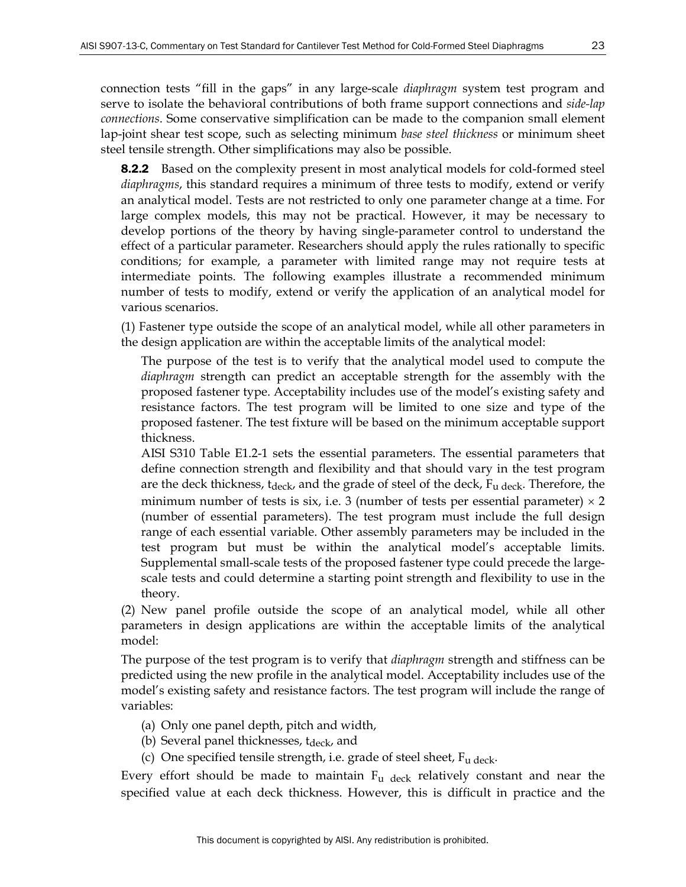connection tests "fill in the gaps" in any large-scale *diaphragm* system test program and serve to isolate the behavioral contributions of both frame support connections and *side-lap connections*. Some conservative simplification can be made to the companion small element lap-joint shear test scope, such as selecting minimum *base steel thickness* or minimum sheet steel tensile strength. Other simplifications may also be possible.

**8.2.2** Based on the complexity present in most analytical models for cold-formed steel *diaphragms*, this standard requires a minimum of three tests to modify, extend or verify an analytical model. Tests are not restricted to only one parameter change at a time. For large complex models, this may not be practical. However, it may be necessary to develop portions of the theory by having single-parameter control to understand the effect of a particular parameter. Researchers should apply the rules rationally to specific conditions; for example, a parameter with limited range may not require tests at intermediate points. The following examples illustrate a recommended minimum number of tests to modify, extend or verify the application of an analytical model for various scenarios.

(1) Fastener type outside the scope of an analytical model, while all other parameters in the design application are within the acceptable limits of the analytical model:

The purpose of the test is to verify that the analytical model used to compute the *diaphragm* strength can predict an acceptable strength for the assembly with the proposed fastener type. Acceptability includes use of the model's existing safety and resistance factors. The test program will be limited to one size and type of the proposed fastener. The test fixture will be based on the minimum acceptable support thickness.

AISI S310 Table E1.2-1 sets the essential parameters. The essential parameters that define connection strength and flexibility and that should vary in the test program are the deck thickness, $t_{deck}$, and the grade of steel of the deck, $F_{u\ deck}$. Therefore, the minimum number of tests is six, i.e. 3 (number of tests per essential parameter) × 2 (number of essential parameters). The test program must include the full design range of each essential variable. Other assembly parameters may be included in the test program but must be within the analytical model's acceptable limits. Supplemental small-scale tests of the proposed fastener type could precede the large-scale tests and could determine a starting point strength and flexibility to use in the theory.

(2) New panel profile outside the scope of an analytical model, while all other parameters in design applications are within the acceptable limits of the analytical model:

The purpose of the test program is to verify that *diaphragm* strength and stiffness can be predicted using the new profile in the analytical model. Acceptability includes use of the model's existing safety and resistance factors. The test program will include the range of variables:

(a) Only one panel depth, pitch and width,
(b) Several panel thicknesses, $t_{deck}$, and
(c) One specified tensile strength, i.e. grade of steel sheet, $F_{u\ deck}$.

Every effort should be made to maintain $F_{u\ deck}$ relatively constant and near the specified value at each deck thickness. However, this is difficult in practice and the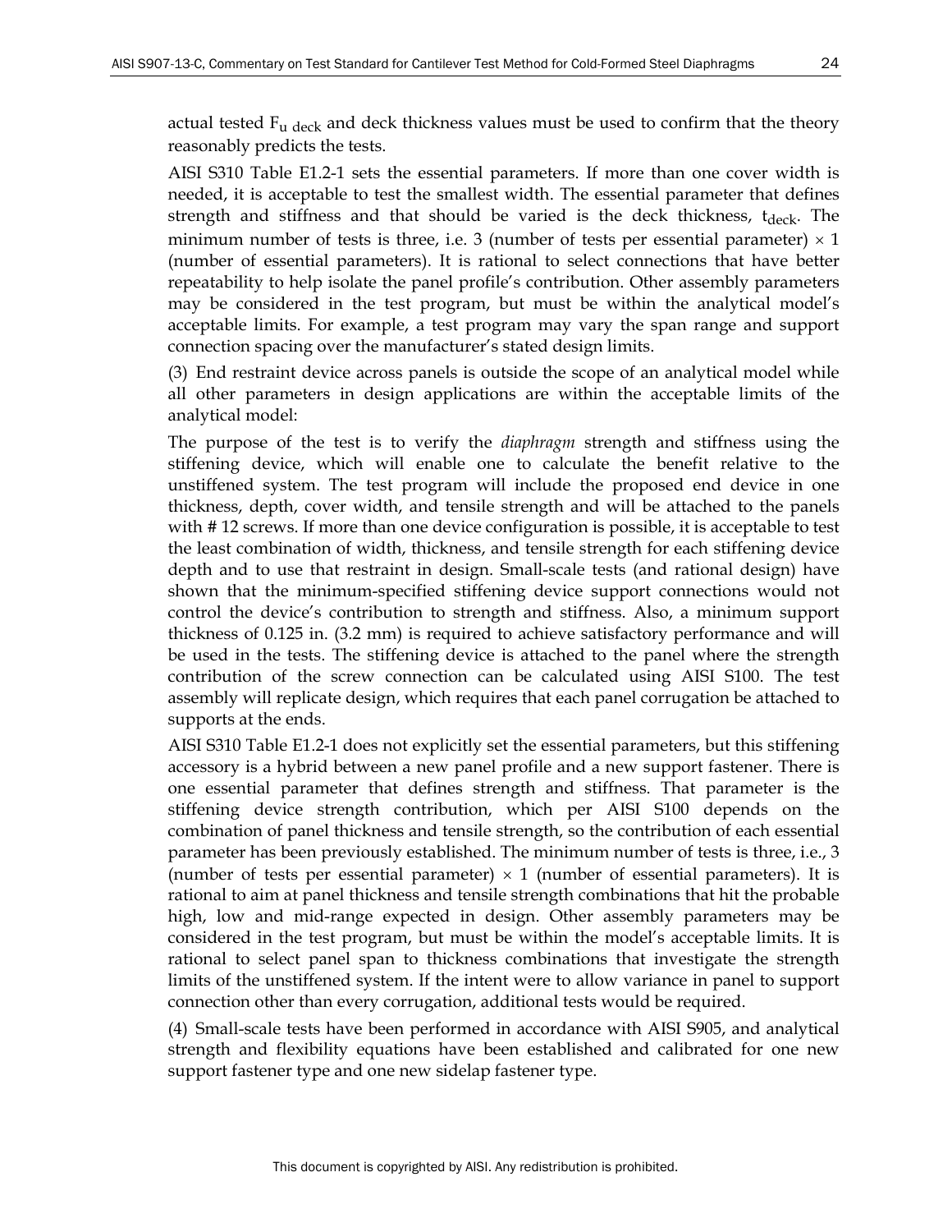actual tested $F_{u\ deck}$ and deck thickness values must be used to confirm that the theory reasonably predicts the tests.

AISI S310 Table E1.2-1 sets the essential parameters. If more than one cover width is needed, it is acceptable to test the smallest width. The essential parameter that defines strength and stiffness and that should be varied is the deck thickness, $t_{deck}$. The minimum number of tests is three, i.e. 3 (number of tests per essential parameter) $\times$ 1 (number of essential parameters). It is rational to select connections that have better repeatability to help isolate the panel profile's contribution. Other assembly parameters may be considered in the test program, but must be within the analytical model's acceptable limits. For example, a test program may vary the span range and support connection spacing over the manufacturer's stated design limits.

(3) End restraint device across panels is outside the scope of an analytical model while all other parameters in design applications are within the acceptable limits of the analytical model:

The purpose of the test is to verify the *diaphragm* strength and stiffness using the stiffening device, which will enable one to calculate the benefit relative to the unstiffened system. The test program will include the proposed end device in one thickness, depth, cover width, and tensile strength and will be attached to the panels with # 12 screws. If more than one device configuration is possible, it is acceptable to test the least combination of width, thickness, and tensile strength for each stiffening device depth and to use that restraint in design. Small-scale tests (and rational design) have shown that the minimum-specified stiffening device support connections would not control the device's contribution to strength and stiffness. Also, a minimum support thickness of 0.125 in. (3.2 mm) is required to achieve satisfactory performance and will be used in the tests. The stiffening device is attached to the panel where the strength contribution of the screw connection can be calculated using AISI S100. The test assembly will replicate design, which requires that each panel corrugation be attached to supports at the ends.

AISI S310 Table E1.2-1 does not explicitly set the essential parameters, but this stiffening accessory is a hybrid between a new panel profile and a new support fastener. There is one essential parameter that defines strength and stiffness. That parameter is the stiffening device strength contribution, which per AISI S100 depends on the combination of panel thickness and tensile strength, so the contribution of each essential parameter has been previously established. The minimum number of tests is three, i.e., 3 (number of tests per essential parameter) $\times$ 1 (number of essential parameters). It is rational to aim at panel thickness and tensile strength combinations that hit the probable high, low and mid-range expected in design. Other assembly parameters may be considered in the test program, but must be within the model's acceptable limits. It is rational to select panel span to thickness combinations that investigate the strength limits of the unstiffened system. If the intent were to allow variance in panel to support connection other than every corrugation, additional tests would be required.

(4) Small-scale tests have been performed in accordance with AISI S905, and analytical strength and flexibility equations have been established and calibrated for one new support fastener type and one new sidelap fastener type.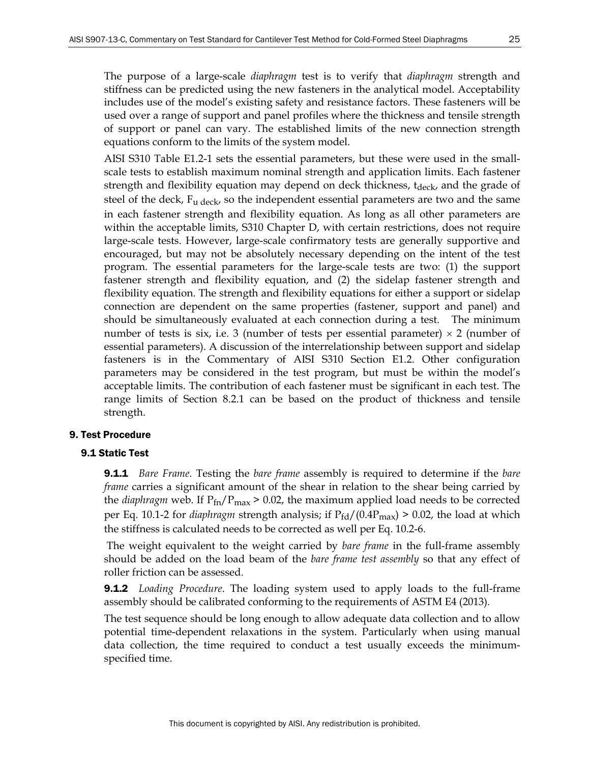The purpose of a large-scale *diaphragm* test is to verify that *diaphragm* strength and stiffness can be predicted using the new fasteners in the analytical model. Acceptability includes use of the model's existing safety and resistance factors. These fasteners will be used over a range of support and panel profiles where the thickness and tensile strength of support or panel can vary. The established limits of the new connection strength equations conform to the limits of the system model.

AISI S310 Table E1.2-1 sets the essential parameters, but these were used in the small-scale tests to establish maximum nominal strength and application limits. Each fastener strength and flexibility equation may depend on deck thickness, $t_{deck}$, and the grade of steel of the deck, $F_{u\ deck}$, so the independent essential parameters are two and the same in each fastener strength and flexibility equation. As long as all other parameters are within the acceptable limits, S310 Chapter D, with certain restrictions, does not require large-scale tests. However, large-scale confirmatory tests are generally supportive and encouraged, but may not be absolutely necessary depending on the intent of the test program. The essential parameters for the large-scale tests are two: (1) the support fastener strength and flexibility equation, and (2) the sidelap fastener strength and flexibility equation. The strength and flexibility equations for either a support or sidelap connection are dependent on the same properties (fastener, support and panel) and should be simultaneously evaluated at each connection during a test. The minimum number of tests is six, i.e. 3 (number of tests per essential parameter) $\times$ 2 (number of essential parameters). A discussion of the interrelationship between support and sidelap fasteners is in the Commentary of AISI S310 Section E1.2. Other configuration parameters may be considered in the test program, but must be within the model's acceptable limits. The contribution of each fastener must be significant in each test. The range limits of Section 8.2.1 can be based on the product of thickness and tensile strength.

## 9. Test Procedure

### 9.1 Static Test

**9.1.1** *Bare Frame*. Testing the *bare frame* assembly is required to determine if the *bare frame* carries a significant amount of the shear in relation to the shear being carried by the *diaphragm* web. If $P_{fn}/P_{max} > 0.02$, the maximum applied load needs to be corrected per Eq. 10.1-2 for *diaphragm* strength analysis; if $P_{fd}/(0.4P_{max}) > 0.02$, the load at which the stiffness is calculated needs to be corrected as well per Eq. 10.2-6.

The weight equivalent to the weight carried by *bare frame* in the full-frame assembly should be added on the load beam of the *bare frame test assembly* so that any effect of roller friction can be assessed.

**9.1.2** *Loading Procedure*. The loading system used to apply loads to the full-frame assembly should be calibrated conforming to the requirements of ASTM E4 (2013).

The test sequence should be long enough to allow adequate data collection and to allow potential time-dependent relaxations in the system. Particularly when using manual data collection, the time required to conduct a test usually exceeds the minimum-specified time.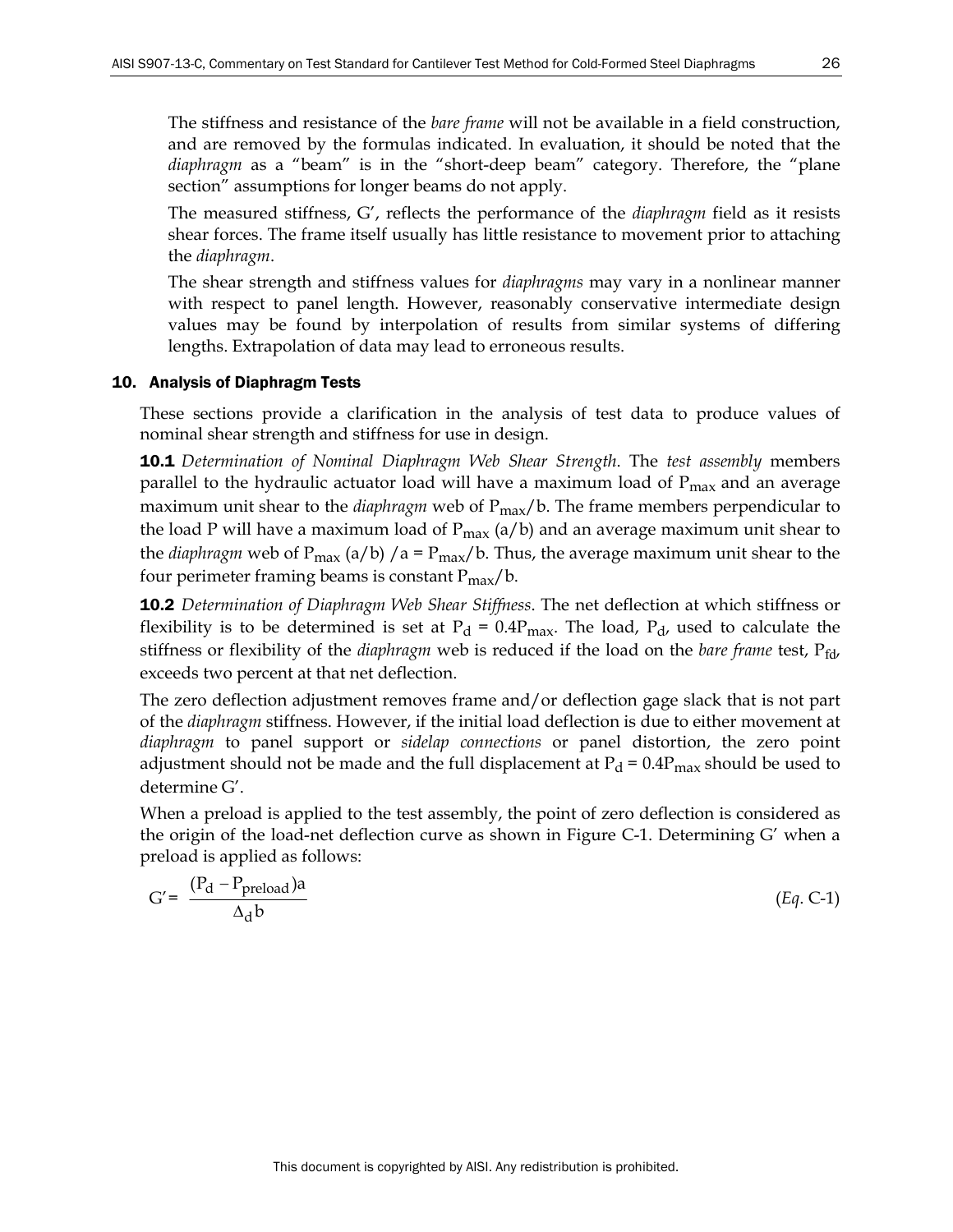The stiffness and resistance of the *bare frame* will not be available in a field construction, and are removed by the formulas indicated. In evaluation, it should be noted that the *diaphragm* as a "beam" is in the "short-deep beam" category. Therefore, the "plane section" assumptions for longer beams do not apply.

The measured stiffness, G′, reflects the performance of the *diaphragm* field as it resists shear forces. The frame itself usually has little resistance to movement prior to attaching the *diaphragm*.

The shear strength and stiffness values for *diaphragms* may vary in a nonlinear manner with respect to panel length. However, reasonably conservative intermediate design values may be found by interpolation of results from similar systems of differing lengths. Extrapolation of data may lead to erroneous results.

## 10. Analysis of Diaphragm Tests

These sections provide a clarification in the analysis of test data to produce values of nominal shear strength and stiffness for use in design.

**10.1** *Determination of Nominal Diaphragm Web Shear Strength*. The *test assembly* members parallel to the hydraulic actuator load will have a maximum load of $P_{max}$ and an average maximum unit shear to the *diaphragm* web of $P_{max}/b$. The frame members perpendicular to the load P will have a maximum load of $P_{max}$ (a/b) and an average maximum unit shear to the *diaphragm* web of $P_{max}$ (a/b) /a = $P_{max}/b$. Thus, the average maximum unit shear to the four perimeter framing beams is constant $P_{max}/b$.

**10.2** *Determination of Diaphragm Web Shear Stiffness*. The net deflection at which stiffness or flexibility is to be determined is set at $P_d = 0.4P_{max}$. The load, $P_d$, used to calculate the stiffness or flexibility of the *diaphragm* web is reduced if the load on the *bare frame* test, $P_{fd}$, exceeds two percent at that net deflection.

The zero deflection adjustment removes frame and/or deflection gage slack that is not part of the *diaphragm* stiffness. However, if the initial load deflection is due to either movement at *diaphragm* to panel support or *sidelap connections* or panel distortion, the zero point adjustment should not be made and the full displacement at $P_d = 0.4P_{max}$ should be used to determine G′.

When a preload is applied to the test assembly, the point of zero deflection is considered as the origin of the load-net deflection curve as shown in Figure C-1. Determining G′ when a preload is applied as follows:

$$G' = \frac{(P_d - P_{preload})a}{\Delta_d b} \qquad (Eq.\ C\text{-}1)$$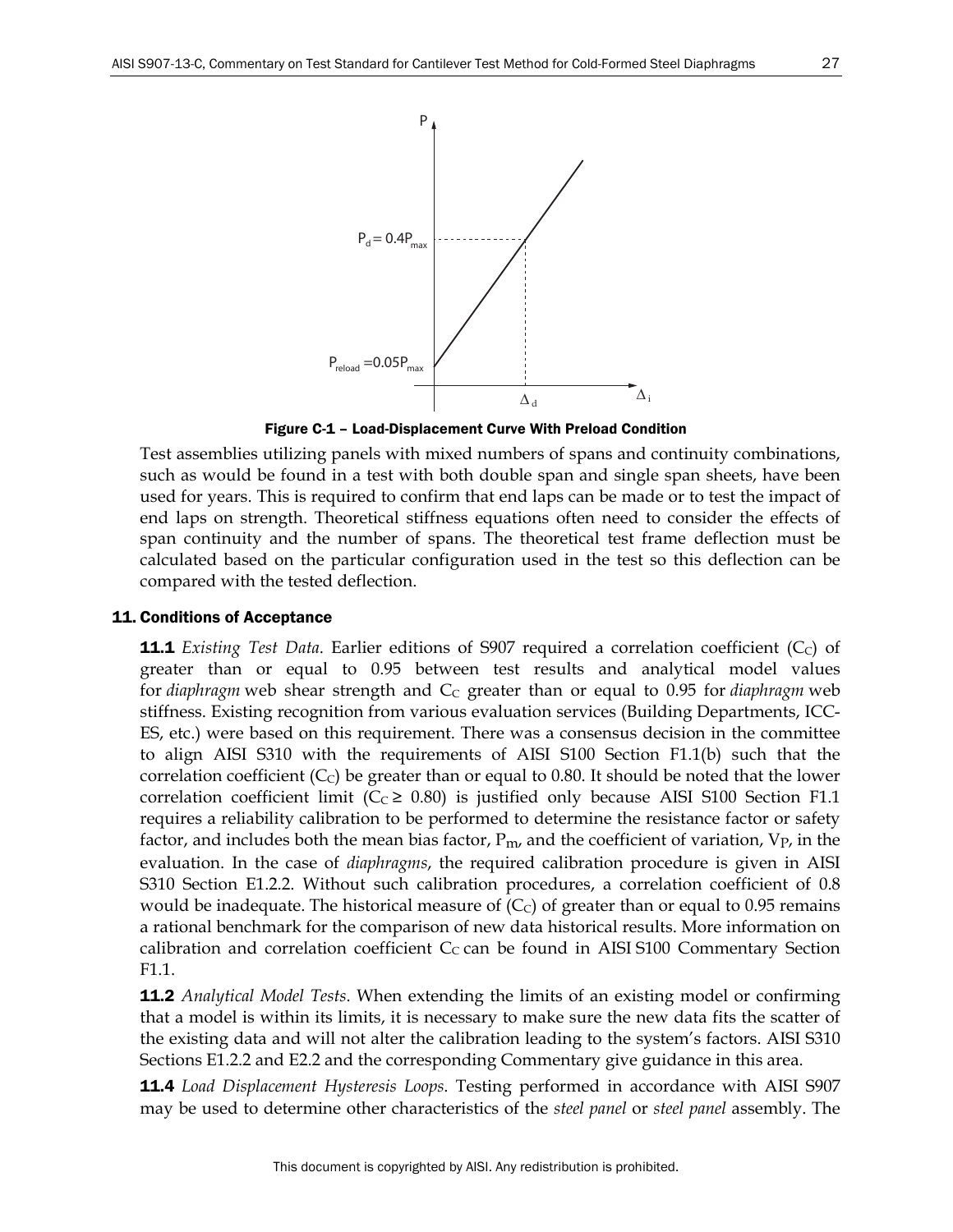Figure C-1 – Load-Displacement Curve With Preload Condition

Test assemblies utilizing panels with mixed numbers of spans and continuity combinations, such as would be found in a test with both double span and single span sheets, have been used for years. This is required to confirm that end laps can be made or to test the impact of end laps on strength. Theoretical stiffness equations often need to consider the effects of span continuity and the number of spans. The theoretical test frame deflection must be calculated based on the particular configuration used in the test so this deflection can be compared with the tested deflection.

## 11. Conditions of Acceptance

**11.1** *Existing Test Data*. Earlier editions of S907 required a correlation coefficient ($C_C$) of greater than or equal to 0.95 between test results and analytical model values for *diaphragm* web shear strength and $C_C$ greater than or equal to 0.95 for *diaphragm* web stiffness. Existing recognition from various evaluation services (Building Departments, ICC-ES, etc.) were based on this requirement. There was a consensus decision in the committee to align AISI S310 with the requirements of AISI S100 Section F1.1(b) such that the correlation coefficient ($C_C$) be greater than or equal to 0.80. It should be noted that the lower correlation coefficient limit ($C_C \geq 0.80$) is justified only because AISI S100 Section F1.1 requires a reliability calibration to be performed to determine the resistance factor or safety factor, and includes both the mean bias factor, $P_m$, and the coefficient of variation, $V_P$, in the evaluation. In the case of *diaphragms*, the required calibration procedure is given in AISI S310 Section E1.2.2. Without such calibration procedures, a correlation coefficient of 0.8 would be inadequate. The historical measure of ($C_C$) of greater than or equal to 0.95 remains a rational benchmark for the comparison of new data historical results. More information on calibration and correlation coefficient $C_C$ can be found in AISI S100 Commentary Section F1.1.

**11.2** *Analytical Model Tests*. When extending the limits of an existing model or confirming that a model is within its limits, it is necessary to make sure the new data fits the scatter of the existing data and will not alter the calibration leading to the system's factors. AISI S310 Sections E1.2.2 and E2.2 and the corresponding Commentary give guidance in this area.

**11.4** *Load Displacement Hysteresis Loops*. Testing performed in accordance with AISI S907 may be used to determine other characteristics of the *steel panel* or *steel panel* assembly. The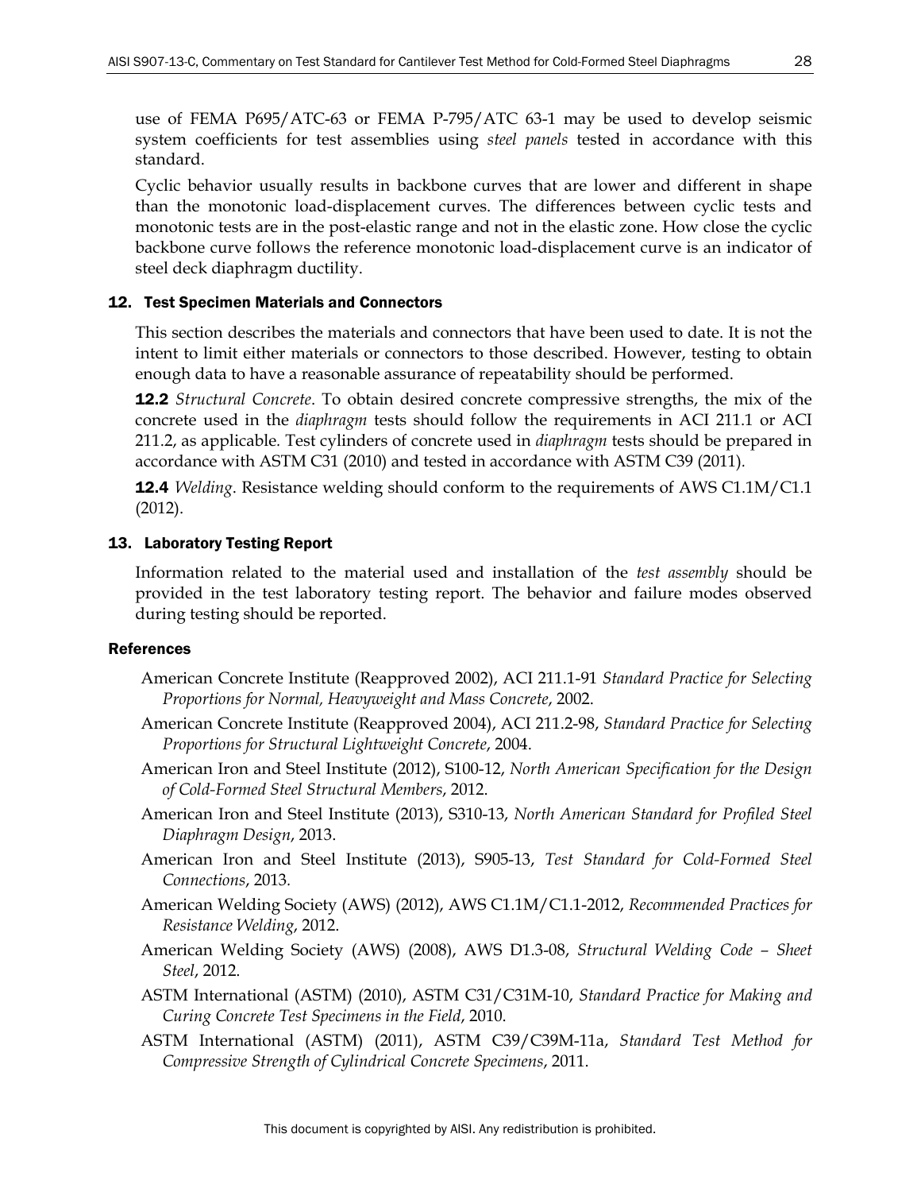use of FEMA P695/ATC-63 or FEMA P-795/ATC 63-1 may be used to develop seismic system coefficients for test assemblies using *steel panels* tested in accordance with this standard.

Cyclic behavior usually results in backbone curves that are lower and different in shape than the monotonic load-displacement curves. The differences between cyclic tests and monotonic tests are in the post-elastic range and not in the elastic zone. How close the cyclic backbone curve follows the reference monotonic load-displacement curve is an indicator of steel deck diaphragm ductility.

## 12. Test Specimen Materials and Connectors

This section describes the materials and connectors that have been used to date. It is not the intent to limit either materials or connectors to those described. However, testing to obtain enough data to have a reasonable assurance of repeatability should be performed.

**12.2** *Structural Concrete*. To obtain desired concrete compressive strengths, the mix of the concrete used in the *diaphragm* tests should follow the requirements in ACI 211.1 or ACI 211.2, as applicable. Test cylinders of concrete used in *diaphragm* tests should be prepared in accordance with ASTM C31 (2010) and tested in accordance with ASTM C39 (2011).

**12.4** *Welding*. Resistance welding should conform to the requirements of AWS C1.1M/C1.1 (2012).

## 13. Laboratory Testing Report

Information related to the material used and installation of the *test assembly* should be provided in the test laboratory testing report. The behavior and failure modes observed during testing should be reported.

## References

American Concrete Institute (Reapproved 2002), ACI 211.1-91 *Standard Practice for Selecting Proportions for Normal, Heavyweight and Mass Concrete*, 2002.

American Concrete Institute (Reapproved 2004), ACI 211.2-98, *Standard Practice for Selecting Proportions for Structural Lightweight Concrete*, 2004.

American Iron and Steel Institute (2012), S100-12, *North American Specification for the Design of Cold-Formed Steel Structural Members*, 2012.

American Iron and Steel Institute (2013), S310-13, *North American Standard for Profiled Steel Diaphragm Design*, 2013.

American Iron and Steel Institute (2013), S905-13, *Test Standard for Cold-Formed Steel Connections*, 2013.

American Welding Society (AWS) (2012), AWS C1.1M/C1.1-2012, *Recommended Practices for Resistance Welding*, 2012.

American Welding Society (AWS) (2008), AWS D1.3-08, *Structural Welding Code – Sheet Steel*, 2012.

ASTM International (ASTM) (2010), ASTM C31/C31M-10, *Standard Practice for Making and Curing Concrete Test Specimens in the Field*, 2010.

ASTM International (ASTM) (2011), ASTM C39/C39M-11a, *Standard Test Method for Compressive Strength of Cylindrical Concrete Specimens*, 2011.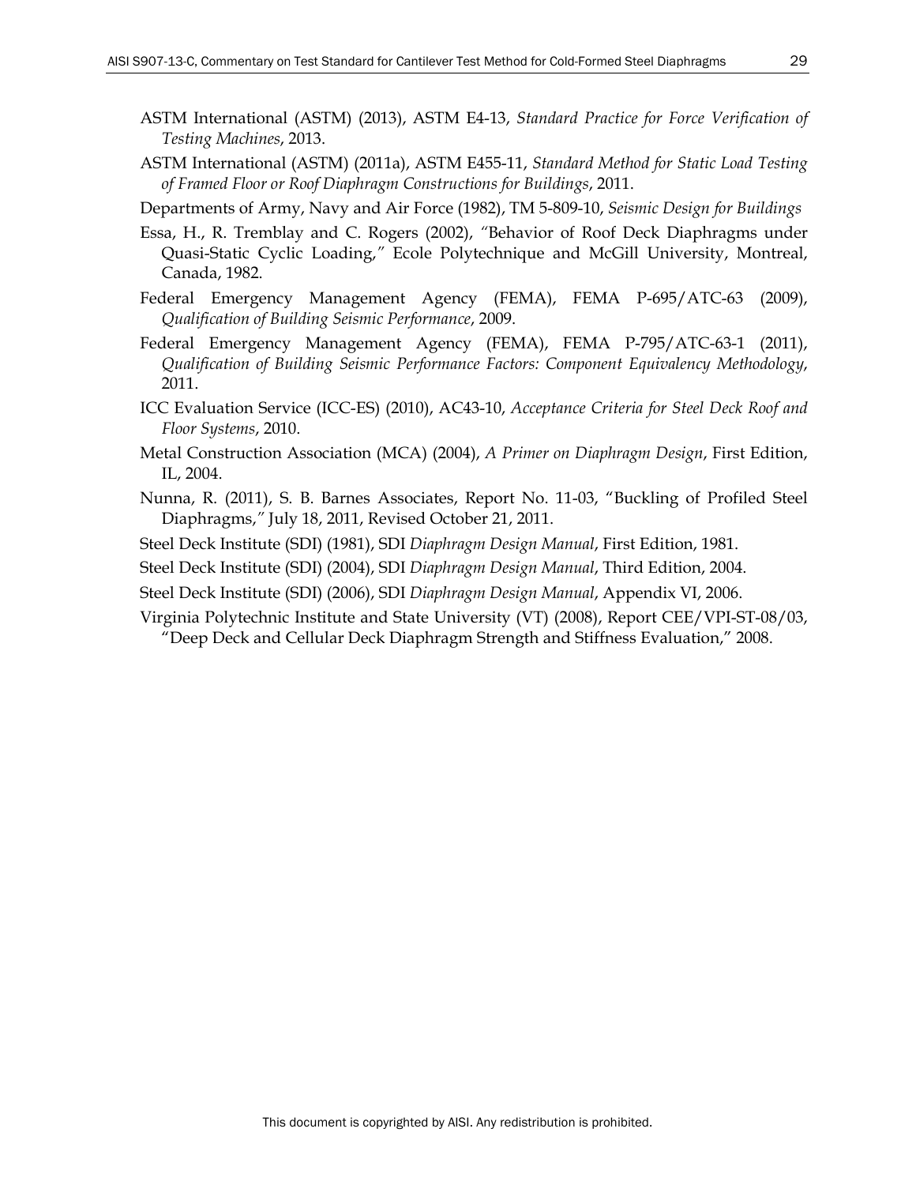ASTM International (ASTM) (2013), ASTM E4-13, *Standard Practice for Force Verification of Testing Machines*, 2013.

ASTM International (ASTM) (2011a), ASTM E455-11, *Standard Method for Static Load Testing of Framed Floor or Roof Diaphragm Constructions for Buildings*, 2011.

Departments of Army, Navy and Air Force (1982), TM 5-809-10, *Seismic Design for Buildings*

Essa, H., R. Tremblay and C. Rogers (2002), "Behavior of Roof Deck Diaphragms under Quasi-Static Cyclic Loading," Ecole Polytechnique and McGill University, Montreal, Canada, 1982.

Federal Emergency Management Agency (FEMA), FEMA P-695/ATC-63 (2009), *Qualification of Building Seismic Performance*, 2009.

Federal Emergency Management Agency (FEMA), FEMA P-795/ATC-63-1 (2011), *Qualification of Building Seismic Performance Factors: Component Equivalency Methodology*, 2011.

ICC Evaluation Service (ICC-ES) (2010), AC43-10, *Acceptance Criteria for Steel Deck Roof and Floor Systems*, 2010.

Metal Construction Association (MCA) (2004), *A Primer on Diaphragm Design*, First Edition, IL, 2004.

Nunna, R. (2011), S. B. Barnes Associates, Report No. 11-03, "Buckling of Profiled Steel Diaphragms," July 18, 2011, Revised October 21, 2011.

Steel Deck Institute (SDI) (1981), SDI *Diaphragm Design Manual*, First Edition, 1981.

Steel Deck Institute (SDI) (2004), SDI *Diaphragm Design Manual*, Third Edition, 2004.

Steel Deck Institute (SDI) (2006), SDI *Diaphragm Design Manual*, Appendix VI, 2006.

Virginia Polytechnic Institute and State University (VT) (2008), Report CEE/VPI-ST-08/03, "Deep Deck and Cellular Deck Diaphragm Strength and Stiffness Evaluation," 2008.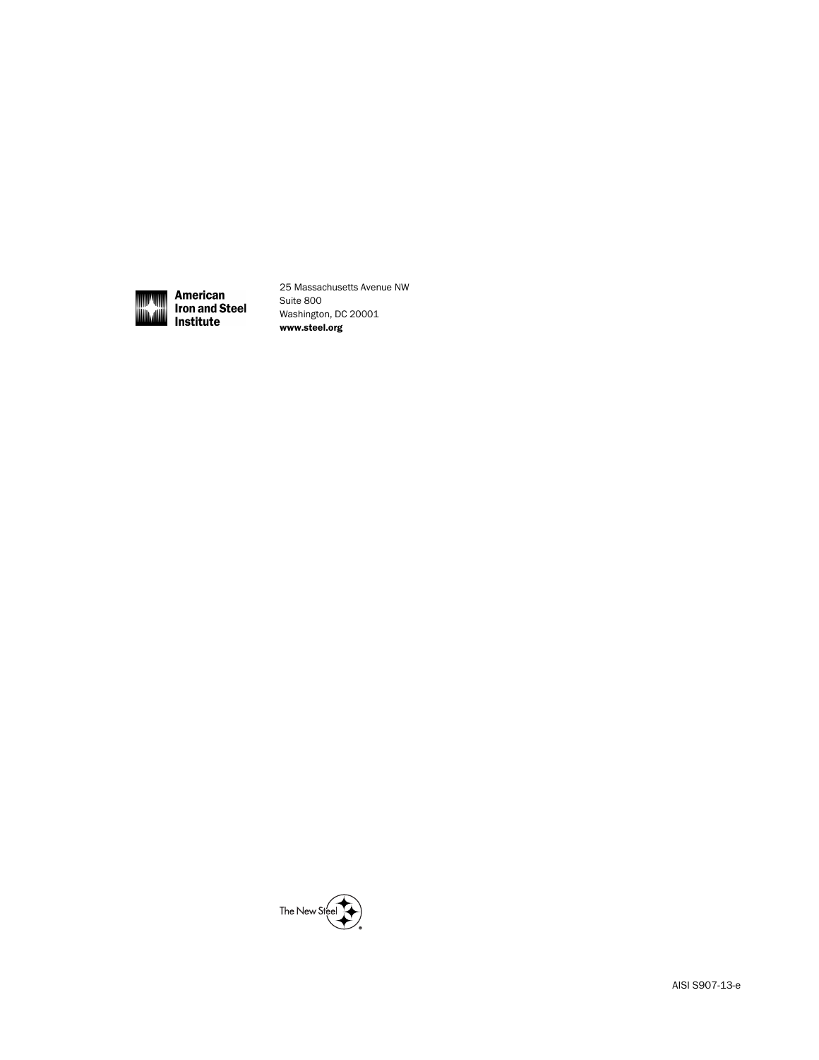American Iron and Steel Institute

25 Massachusetts Avenue NW
Suite 800
Washington, DC 20001
**www.steel.org**

The New Steel®

AISI S907-13-e